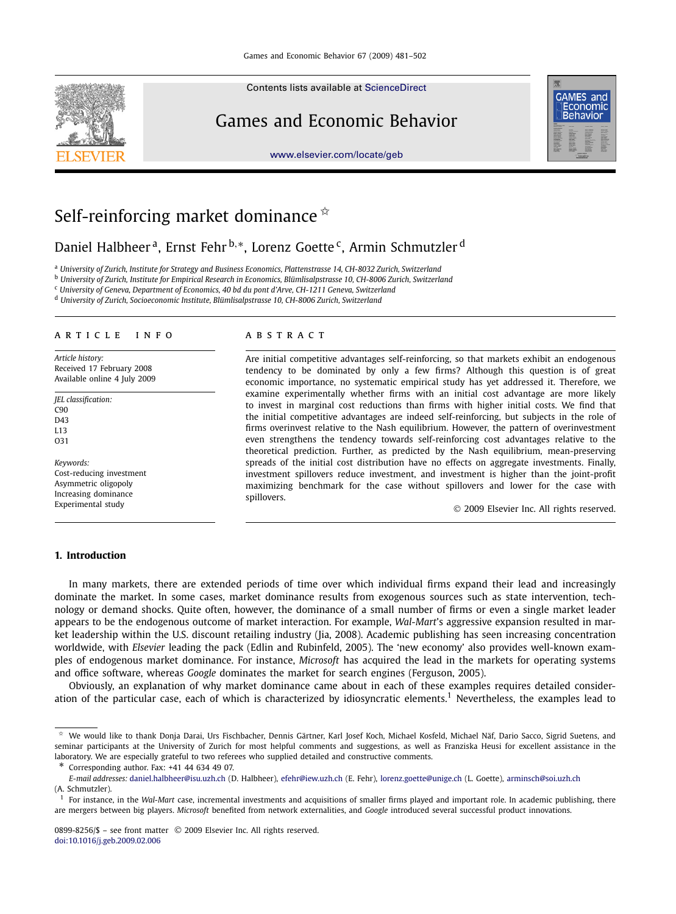# Self-reinforcing market dominance ☆

Daniel Halbheer [a], Ernst Fehr [b,*], Lorenz Goette [c], Armin Schmutzler [d]

[a] *University of Zurich, Institute for Strategy and Business Economics, Plattenstrasse 14, CH-8032 Zurich, Switzerland*
[b] *University of Zurich, Institute for Empirical Research in Economics, Blümlisalpstrasse 10, CH-8006 Zurich, Switzerland*
[c] *University of Geneva, Department of Economics, 40 bd du pont d'Arve, CH-1211 Geneva, Switzerland*
[d] *University of Zurich, Socioeconomic Institute, Blümlisalpstrasse 10, CH-8006 Zurich, Switzerland*

## ARTICLE INFO

*Article history:*
Received 17 February 2008
Available online 4 July 2009

*JEL classification:*
C90
D43
L13
O31

*Keywords:*
Cost-reducing investment
Asymmetric oligopoly
Increasing dominance
Experimental study

## ABSTRACT

Are initial competitive advantages self-reinforcing, so that markets exhibit an endogenous tendency to be dominated by only a few firms? Although this question is of great economic importance, no systematic empirical study has yet addressed it. Therefore, we examine experimentally whether firms with an initial cost advantage are more likely to invest in marginal cost reductions than firms with higher initial costs. We find that the initial competitive advantages are indeed self-reinforcing, but subjects in the role of firms overinvest relative to the Nash equilibrium. However, the pattern of overinvestment even strengthens the tendency towards self-reinforcing cost advantages relative to the theoretical prediction. Further, as predicted by the Nash equilibrium, mean-preserving spreads of the initial cost distribution have no effects on aggregate investments. Finally, investment spillovers reduce investment, and investment is higher than the joint-profit maximizing benchmark for the case without spillovers and lower for the case with spillovers.

© 2009 Elsevier Inc. All rights reserved.

## 1. Introduction

In many markets, there are extended periods of time over which individual firms expand their lead and increasingly dominate the market. In some cases, market dominance results from exogenous sources such as state intervention, technology or demand shocks. Quite often, however, the dominance of a small number of firms or even a single market leader appears to be the endogenous outcome of market interaction. For example, *Wal-Mart*'s aggressive expansion resulted in market leadership within the U.S. discount retailing industry (Jia, 2008). Academic publishing has seen increasing concentration worldwide, with *Elsevier* leading the pack (Edlin and Rubinfeld, 2005). The 'new economy' also provides well-known examples of endogenous market dominance. For instance, *Microsoft* has acquired the lead in the markets for operating systems and office software, whereas *Google* dominates the market for search engines (Ferguson, 2005).

Obviously, an explanation of why market dominance came about in each of these examples requires detailed consideration of the particular case, each of which is characterized by idiosyncratic elements.[1] Nevertheless, the examples lead to

---

☆ We would like to thank Donja Darai, Urs Fischbacher, Dennis Gärtner, Karl Josef Koch, Michael Kosfeld, Michael Näf, Dario Sacco, Sigrid Suetens, and seminar participants at the University of Zurich for most helpful comments and suggestions, as well as Franziska Heusi for excellent assistance in the laboratory. We are especially grateful to two referees who supplied detailed and constructive comments.

\* Corresponding author. Fax: +41 44 634 49 07.

*E-mail addresses:* daniel.halbheer@isu.uzh.ch (D. Halbheer), efehr@iew.uzh.ch (E. Fehr), lorenz.goette@unige.ch (L. Goette), arminsch@soi.uzh.ch (A. Schmutzler).

[1] For instance, in the *Wal-Mart* case, incremental investments and acquisitions of smaller firms played and important role. In academic publishing, there are mergers between big players. *Microsoft* benefited from network externalities, and *Google* introduced several successful product innovations.

0899-8256/$ – see front matter © 2009 Elsevier Inc. All rights reserved.
doi:10.1016/j.geb.2009.02.006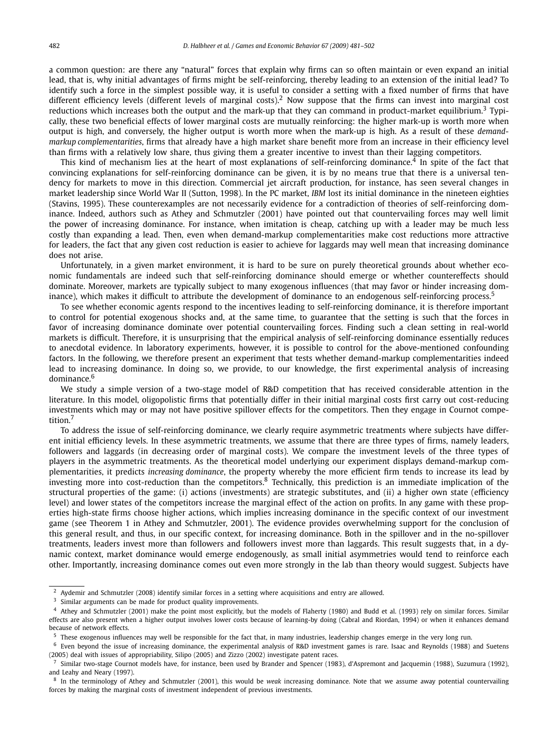a common question: are there any "natural" forces that explain why firms can so often maintain or even expand an initial lead, that is, why initial advantages of firms might be self-reinforcing, thereby leading to an extension of the initial lead? To identify such a force in the simplest possible way, it is useful to consider a setting with a fixed number of firms that have different efficiency levels (different levels of marginal costs).[2] Now suppose that the firms can invest into marginal cost reductions which increases both the output and the mark-up that they can command in product-market equilibrium.[3] Typically, these two beneficial effects of lower marginal costs are mutually reinforcing: the higher mark-up is worth more when output is high, and conversely, the higher output is worth more when the mark-up is high. As a result of these *demand-markup complementarities*, firms that already have a high market share benefit more from an increase in their efficiency level than firms with a relatively low share, thus giving them a greater incentive to invest than their lagging competitors.

This kind of mechanism lies at the heart of most explanations of self-reinforcing dominance.[4] In spite of the fact that convincing explanations for self-reinforcing dominance can be given, it is by no means true that there is a universal tendency for markets to move in this direction. Commercial jet aircraft production, for instance, has seen several changes in market leadership since World War II (Sutton, 1998). In the PC market, *IBM* lost its initial dominance in the nineteen eighties (Stavins, 1995). These counterexamples are not necessarily evidence for a contradiction of theories of self-reinforcing dominance. Indeed, authors such as Athey and Schmutzler (2001) have pointed out that countervailing forces may well limit the power of increasing dominance. For instance, when imitation is cheap, catching up with a leader may be much less costly than expanding a lead. Then, even when demand-markup complementarities make cost reductions more attractive for leaders, the fact that any given cost reduction is easier to achieve for laggards may well mean that increasing dominance does not arise.

Unfortunately, in a given market environment, it is hard to be sure on purely theoretical grounds about whether economic fundamentals are indeed such that self-reinforcing dominance should emerge or whether countereffects should dominate. Moreover, markets are typically subject to many exogenous influences (that may favor or hinder increasing dominance), which makes it difficult to attribute the development of dominance to an endogenous self-reinforcing process.[5]

To see whether economic agents respond to the incentives leading to self-reinforcing dominance, it is therefore important to control for potential exogenous shocks and, at the same time, to guarantee that the setting is such that the forces in favor of increasing dominance dominate over potential countervailing forces. Finding such a clean setting in real-world markets is difficult. Therefore, it is unsurprising that the empirical analysis of self-reinforcing dominance essentially reduces to anecdotal evidence. In laboratory experiments, however, it is possible to control for the above-mentioned confounding factors. In the following, we therefore present an experiment that tests whether demand-markup complementarities indeed lead to increasing dominance. In doing so, we provide, to our knowledge, the first experimental analysis of increasing dominance.[6]

We study a simple version of a two-stage model of R&D competition that has received considerable attention in the literature. In this model, oligopolistic firms that potentially differ in their initial marginal costs first carry out cost-reducing investments which may or may not have positive spillover effects for the competitors. Then they engage in Cournot competition.[7]

To address the issue of self-reinforcing dominance, we clearly require asymmetric treatments where subjects have different initial efficiency levels. In these asymmetric treatments, we assume that there are three types of firms, namely leaders, followers and laggards (in decreasing order of marginal costs). We compare the investment levels of the three types of players in the asymmetric treatments. As the theoretical model underlying our experiment displays demand-markup complementarities, it predicts *increasing dominance*, the property whereby the more efficient firm tends to increase its lead by investing more into cost-reduction than the competitors.[8] Technically, this prediction is an immediate implication of the structural properties of the game: (i) actions (investments) are strategic substitutes, and (ii) a higher own state (efficiency level) and lower states of the competitors increase the marginal effect of the action on profits. In any game with these properties high-state firms choose higher actions, which implies increasing dominance in the specific context of our investment game (see Theorem 1 in Athey and Schmutzler, 2001). The evidence provides overwhelming support for the conclusion of this general result, and thus, in our specific context, for increasing dominance. Both in the spillover and in the no-spillover treatments, leaders invest more than followers and followers invest more than laggards. This result suggests that, in a dynamic context, market dominance would emerge endogenously, as small initial asymmetries would tend to reinforce each other. Importantly, increasing dominance comes out even more strongly in the lab than theory would suggest. Subjects have

---

[2] Aydemir and Schmutzler (2008) identify similar forces in a setting where acquisitions and entry are allowed.

[3] Similar arguments can be made for product quality improvements.

[4] Athey and Schmutzler (2001) make the point most explicitly, but the models of Flaherty (1980) and Budd et al. (1993) rely on similar forces. Similar effects are also present when a higher output involves lower costs because of learning-by doing (Cabral and Riordan, 1994) or when it enhances demand because of network effects.

[5] These exogenous influences may well be responsible for the fact that, in many industries, leadership changes emerge in the very long run.

[6] Even beyond the issue of increasing dominance, the experimental analysis of R&D investment games is rare. Isaac and Reynolds (1988) and Suetens (2005) deal with issues of appropriability, Silipo (2005) and Zizzo (2002) investigate patent races.

[7] Similar two-stage Cournot models have, for instance, been used by Brander and Spencer (1983), d'Aspremont and Jacquemin (1988), Suzumura (1992), and Leahy and Neary (1997).

[8] In the terminology of Athey and Schmutzler (2001), this would be *weak* increasing dominance. Note that we assume away potential countervailing forces by making the marginal costs of investment independent of previous investments.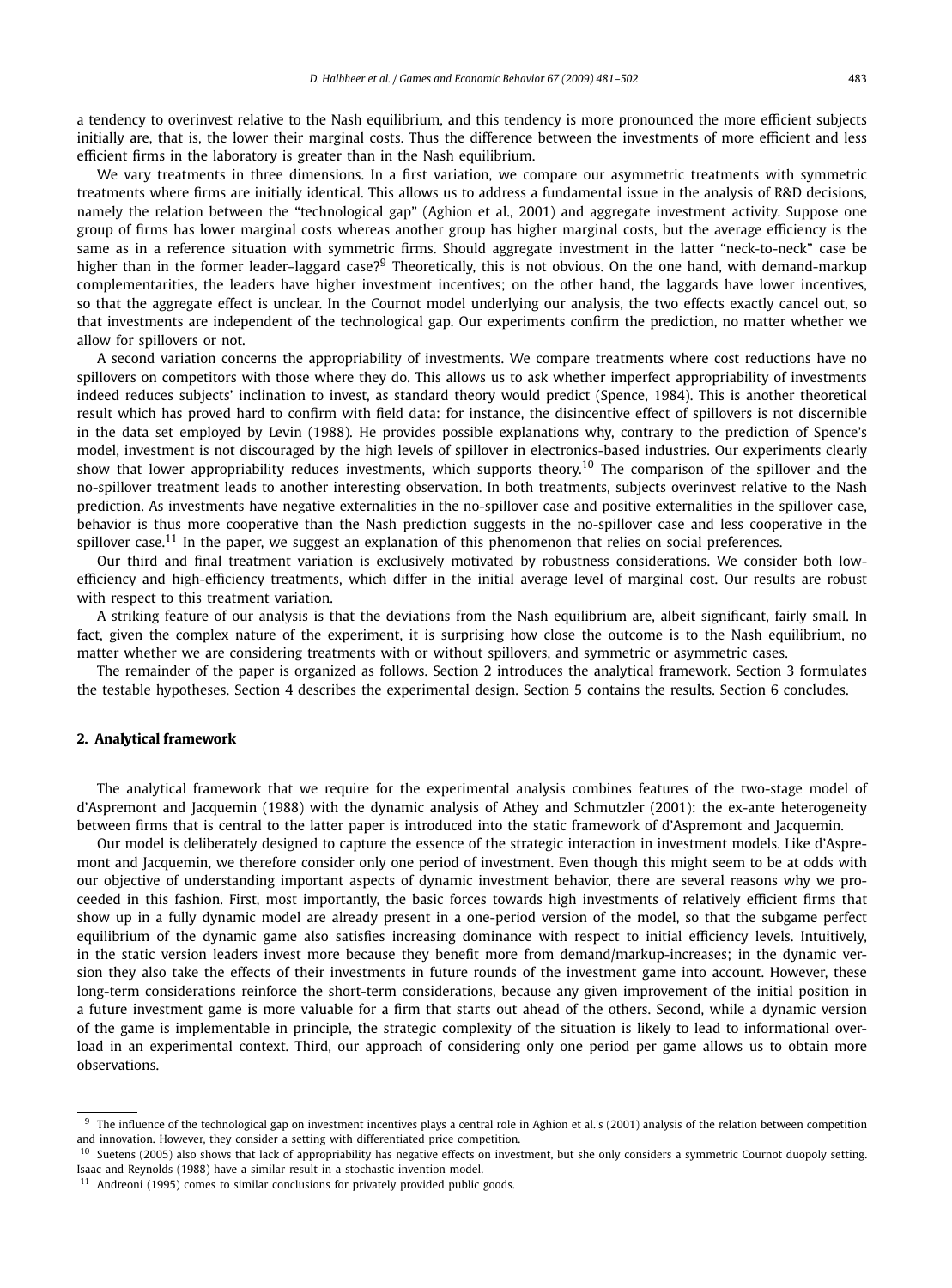a tendency to overinvest relative to the Nash equilibrium, and this tendency is more pronounced the more efficient subjects initially are, that is, the lower their marginal costs. Thus the difference between the investments of more efficient and less efficient firms in the laboratory is greater than in the Nash equilibrium.

We vary treatments in three dimensions. In a first variation, we compare our asymmetric treatments with symmetric treatments where firms are initially identical. This allows us to address a fundamental issue in the analysis of R&D decisions, namely the relation between the "technological gap" (Aghion et al., 2001) and aggregate investment activity. Suppose one group of firms has lower marginal costs whereas another group has higher marginal costs, but the average efficiency is the same as in a reference situation with symmetric firms. Should aggregate investment in the latter "neck-to-neck" case be higher than in the former leader–laggard case?[9] Theoretically, this is not obvious. On the one hand, with demand-markup complementarities, the leaders have higher investment incentives; on the other hand, the laggards have lower incentives, so that the aggregate effect is unclear. In the Cournot model underlying our analysis, the two effects exactly cancel out, so that investments are independent of the technological gap. Our experiments confirm the prediction, no matter whether we allow for spillovers or not.

A second variation concerns the appropriability of investments. We compare treatments where cost reductions have no spillovers on competitors with those where they do. This allows us to ask whether imperfect appropriability of investments indeed reduces subjects' inclination to invest, as standard theory would predict (Spence, 1984). This is another theoretical result which has proved hard to confirm with field data: for instance, the disincentive effect of spillovers is not discernible in the data set employed by Levin (1988). He provides possible explanations why, contrary to the prediction of Spence's model, investment is not discouraged by the high levels of spillover in electronics-based industries. Our experiments clearly show that lower appropriability reduces investments, which supports theory.[10] The comparison of the spillover and the no-spillover treatment leads to another interesting observation. In both treatments, subjects overinvest relative to the Nash prediction. As investments have negative externalities in the no-spillover case and positive externalities in the spillover case, behavior is thus more cooperative than the Nash prediction suggests in the no-spillover case and less cooperative in the spillover case.[11] In the paper, we suggest an explanation of this phenomenon that relies on social preferences.

Our third and final treatment variation is exclusively motivated by robustness considerations. We consider both low-efficiency and high-efficiency treatments, which differ in the initial average level of marginal cost. Our results are robust with respect to this treatment variation.

A striking feature of our analysis is that the deviations from the Nash equilibrium are, albeit significant, fairly small. In fact, given the complex nature of the experiment, it is surprising how close the outcome is to the Nash equilibrium, no matter whether we are considering treatments with or without spillovers, and symmetric or asymmetric cases.

The remainder of the paper is organized as follows. Section 2 introduces the analytical framework. Section 3 formulates the testable hypotheses. Section 4 describes the experimental design. Section 5 contains the results. Section 6 concludes.

## 2. Analytical framework

The analytical framework that we require for the experimental analysis combines features of the two-stage model of d'Aspremont and Jacquemin (1988) with the dynamic analysis of Athey and Schmutzler (2001): the ex-ante heterogeneity between firms that is central to the latter paper is introduced into the static framework of d'Aspremont and Jacquemin.

Our model is deliberately designed to capture the essence of the strategic interaction in investment models. Like d'Aspremont and Jacquemin, we therefore consider only one period of investment. Even though this might seem to be at odds with our objective of understanding important aspects of dynamic investment behavior, there are several reasons why we proceeded in this fashion. First, most importantly, the basic forces towards high investments of relatively efficient firms that show up in a fully dynamic model are already present in a one-period version of the model, so that the subgame perfect equilibrium of the dynamic game also satisfies increasing dominance with respect to initial efficiency levels. Intuitively, in the static version leaders invest more because they benefit more from demand/markup-increases; in the dynamic version they also take the effects of their investments in future rounds of the investment game into account. However, these long-term considerations reinforce the short-term considerations, because any given improvement of the initial position in a future investment game is more valuable for a firm that starts out ahead of the others. Second, while a dynamic version of the game is implementable in principle, the strategic complexity of the situation is likely to lead to informational overload in an experimental context. Third, our approach of considering only one period per game allows us to obtain more observations.

[9] The influence of the technological gap on investment incentives plays a central role in Aghion et al.'s (2001) analysis of the relation between competition and innovation. However, they consider a setting with differentiated price competition.

[10] Suetens (2005) also shows that lack of appropriability has negative effects on investment, but she only considers a symmetric Cournot duopoly setting. Isaac and Reynolds (1988) have a similar result in a stochastic invention model.

[11] Andreoni (1995) comes to similar conclusions for privately provided public goods.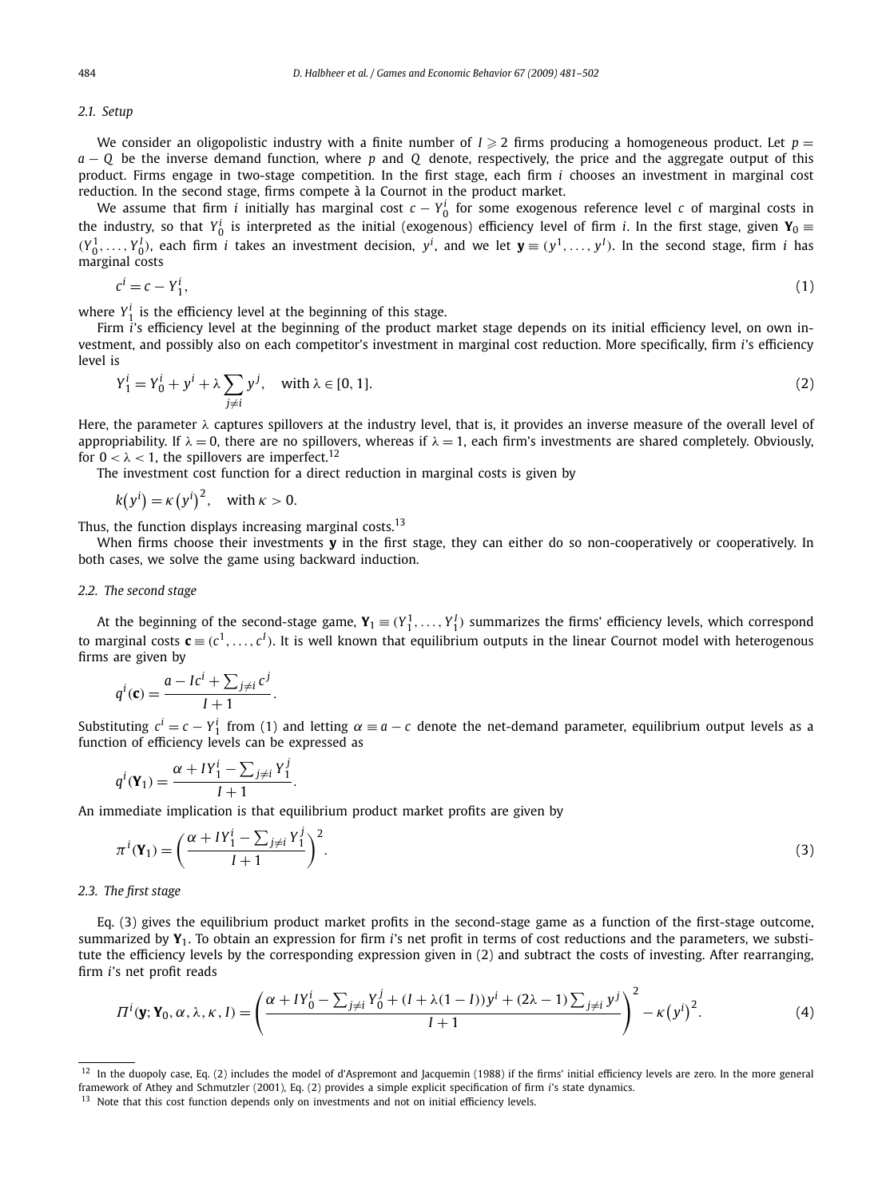### 2.1. Setup

We consider an oligopolistic industry with a finite number of $I \geqslant 2$ firms producing a homogeneous product. Let $p = a - Q$ be the inverse demand function, where $p$ and $Q$ denote, respectively, the price and the aggregate output of this product. Firms engage in two-stage competition. In the first stage, each firm $i$ chooses an investment in marginal cost reduction. In the second stage, firms compete à la Cournot in the product market.

We assume that firm $i$ initially has marginal cost $c - Y_0^i$ for some exogenous reference level $c$ of marginal costs in the industry, so that $Y_0^i$ is interpreted as the initial (exogenous) efficiency level of firm $i$. In the first stage, given $\mathbf{Y}_0 \equiv (Y_0^1, \ldots, Y_0^I)$, each firm $i$ takes an investment decision, $y^i$, and we let $\mathbf{y} \equiv (y^1, \ldots, y^I)$. In the second stage, firm $i$ has marginal costs

$$c^i = c - Y_1^i, \tag{1}$$

where $Y_1^i$ is the efficiency level at the beginning of this stage.

Firm $i$'s efficiency level at the beginning of the product market stage depends on its initial efficiency level, on own investment, and possibly also on each competitor's investment in marginal cost reduction. More specifically, firm $i$'s efficiency level is

$$Y_1^i = Y_0^i + y^i + \lambda \sum_{j \neq i} y^j, \quad \text{with } \lambda \in [0, 1]. \tag{2}$$

Here, the parameter $\lambda$ captures spillovers at the industry level, that is, it provides an inverse measure of the overall level of appropriability. If $\lambda = 0$, there are no spillovers, whereas if $\lambda = 1$, each firm's investments are shared completely. Obviously, for $0 < \lambda < 1$, the spillovers are imperfect.[12]

The investment cost function for a direct reduction in marginal costs is given by

$$k(y^i) = \kappa (y^i)^2, \quad \text{with } \kappa > 0.$$

Thus, the function displays increasing marginal costs.[13]

When firms choose their investments $\mathbf{y}$ in the first stage, they can either do so non-cooperatively or cooperatively. In both cases, we solve the game using backward induction.

### 2.2. The second stage

At the beginning of the second-stage game, $\mathbf{Y}_1 \equiv (Y_1^1, \ldots, Y_1^I)$ summarizes the firms' efficiency levels, which correspond to marginal costs $\mathbf{c} \equiv (c^1, \ldots, c^I)$. It is well known that equilibrium outputs in the linear Cournot model with heterogenous firms are given by

$$q^i(\mathbf{c}) = \frac{a - Ic^i + \sum_{j \neq i} c^j}{I + 1}.$$

Substituting $c^i = c - Y_1^i$ from (1) and letting $\alpha \equiv a - c$ denote the net-demand parameter, equilibrium output levels as a function of efficiency levels can be expressed as

$$q^i(\mathbf{Y}_1) = \frac{\alpha + IY_1^i - \sum_{j \neq i} Y_1^j}{I + 1}.$$

An immediate implication is that equilibrium product market profits are given by

$$\pi^i(\mathbf{Y}_1) = \left( \frac{\alpha + IY_1^i - \sum_{j \neq i} Y_1^j}{I + 1} \right)^2. \tag{3}$$

### 2.3. The first stage

Eq. (3) gives the equilibrium product market profits in the second-stage game as a function of the first-stage outcome, summarized by $\mathbf{Y}_1$. To obtain an expression for firm $i$'s net profit in terms of cost reductions and the parameters, we substitute the efficiency levels by the corresponding expression given in (2) and subtract the costs of investing. After rearranging, firm $i$'s net profit reads

$$\Pi^i(\mathbf{y}; \mathbf{Y}_0, \alpha, \lambda, \kappa, I) = \left( \frac{\alpha + IY_0^i - \sum_{j \neq i} Y_0^j + (I + \lambda(1 - I))y^i + (2\lambda - 1) \sum_{j \neq i} y^j}{I + 1} \right)^2 - \kappa (y^i)^2. \tag{4}$$

---

[12] In the duopoly case, Eq. (2) includes the model of d'Aspremont and Jacquemin (1988) if the firms' initial efficiency levels are zero. In the more general framework of Athey and Schmutzler (2001), Eq. (2) provides a simple explicit specification of firm $i$'s state dynamics.

[13] Note that this cost function depends only on investments and not on initial efficiency levels.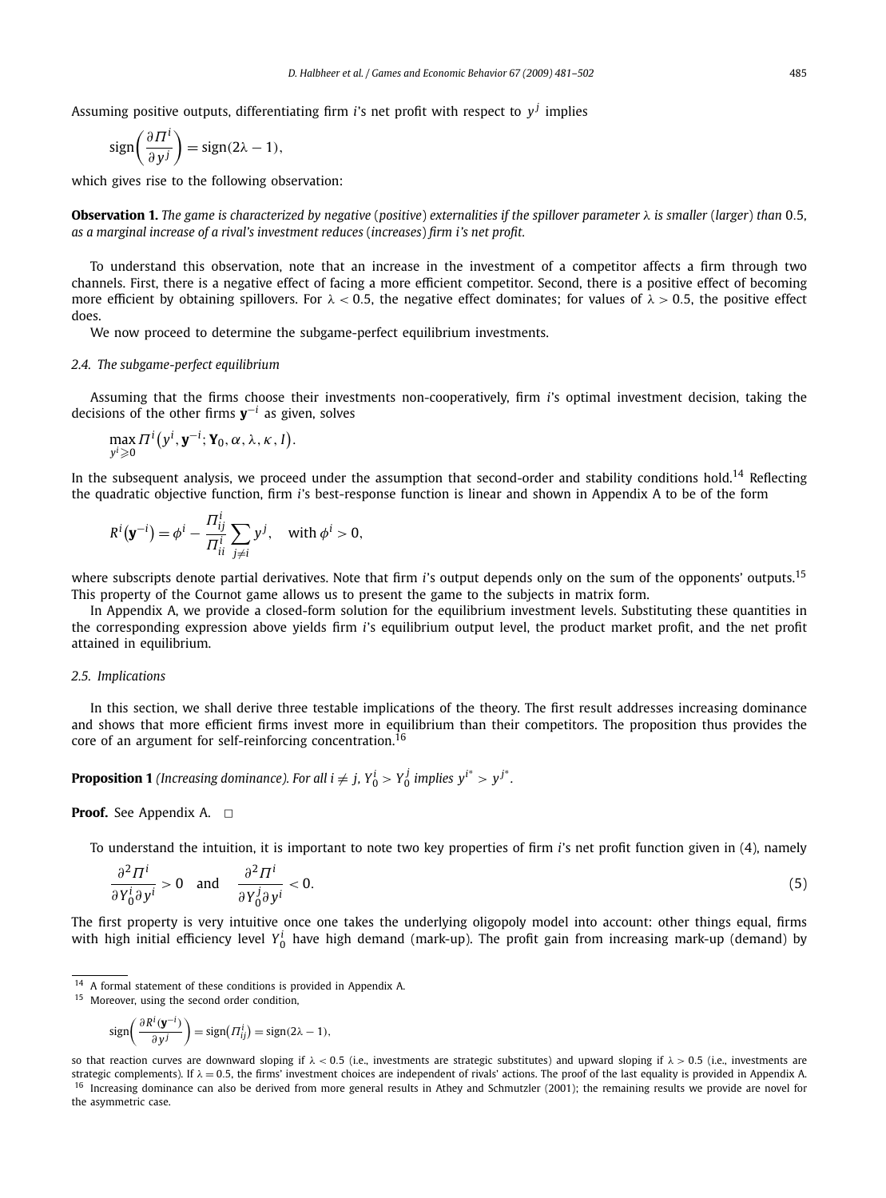Assuming positive outputs, differentiating firm $i$'s net profit with respect to $y^j$ implies

$$\operatorname{sign}\left(\frac{\partial \Pi^i}{\partial y^j}\right) = \operatorname{sign}(2\lambda - 1),$$

which gives rise to the following observation:

**Observation 1.** *The game is characterized by negative (positive) externalities if the spillover parameter $\lambda$ is smaller (larger) than 0.5, as a marginal increase of a rival's investment reduces (increases) firm i's net profit.*

To understand this observation, note that an increase in the investment of a competitor affects a firm through two channels. First, there is a negative effect of facing a more efficient competitor. Second, there is a positive effect of becoming more efficient by obtaining spillovers. For $\lambda < 0.5$, the negative effect dominates; for values of $\lambda > 0.5$, the positive effect does.

We now proceed to determine the subgame-perfect equilibrium investments.

### 2.4. The subgame-perfect equilibrium

Assuming that the firms choose their investments non-cooperatively, firm $i$'s optimal investment decision, taking the decisions of the other firms $\mathbf{y}^{-i}$ as given, solves

$$\max_{y^i \geqslant 0} \Pi^i\left(y^i, \mathbf{y}^{-i}; \mathbf{Y}_0, \alpha, \lambda, \kappa, I\right).$$

In the subsequent analysis, we proceed under the assumption that second-order and stability conditions hold.[14] Reflecting the quadratic objective function, firm $i$'s best-response function is linear and shown in Appendix A to be of the form

$$R^i\left(\mathbf{y}^{-i}\right) = \phi^i - \frac{\Pi^i_{ij}}{\Pi^i_{ii}} \sum_{j \neq i} y^j, \quad \text{with } \phi^i > 0,$$

where subscripts denote partial derivatives. Note that firm $i$'s output depends only on the sum of the opponents' outputs.[15] This property of the Cournot game allows us to present the game to the subjects in matrix form.

In Appendix A, we provide a closed-form solution for the equilibrium investment levels. Substituting these quantities in the corresponding expression above yields firm $i$'s equilibrium output level, the product market profit, and the net profit attained in equilibrium.

### 2.5. Implications

In this section, we shall derive three testable implications of the theory. The first result addresses increasing dominance and shows that more efficient firms invest more in equilibrium than their competitors. The proposition thus provides the core of an argument for self-reinforcing concentration.[16]

**Proposition 1** *(Increasing dominance). For all $i \neq j$, $Y_0^i > Y_0^j$ implies $y^{i^*} > y^{j^*}$.*

**Proof.** See Appendix A. □

To understand the intuition, it is important to note two key properties of firm $i$'s net profit function given in (4), namely

$$\frac{\partial^2 \Pi^i}{\partial Y_0^i \partial y^i} > 0 \quad \text{and} \quad \frac{\partial^2 \Pi^i}{\partial Y_0^j \partial y^i} < 0. \tag{5}$$

The first property is very intuitive once one takes the underlying oligopoly model into account: other things equal, firms with high initial efficiency level $Y_0^i$ have high demand (mark-up). The profit gain from increasing mark-up (demand) by

---

[14] A formal statement of these conditions is provided in Appendix A.

[15] Moreover, using the second order condition,

$$\operatorname{sign}\left(\frac{\partial R^i(\mathbf{y}^{-i})}{\partial y^j}\right) = \operatorname{sign}\left(\Pi^i_{ij}\right) = \operatorname{sign}(2\lambda - 1),$$

so that reaction curves are downward sloping if $\lambda < 0.5$ (i.e., investments are strategic substitutes) and upward sloping if $\lambda > 0.5$ (i.e., investments are strategic complements). If $\lambda = 0.5$, the firms' investment choices are independent of rivals' actions. The proof of the last equality is provided in Appendix A.

[16] Increasing dominance can also be derived from more general results in Athey and Schmutzler (2001); the remaining results we provide are novel for the asymmetric case.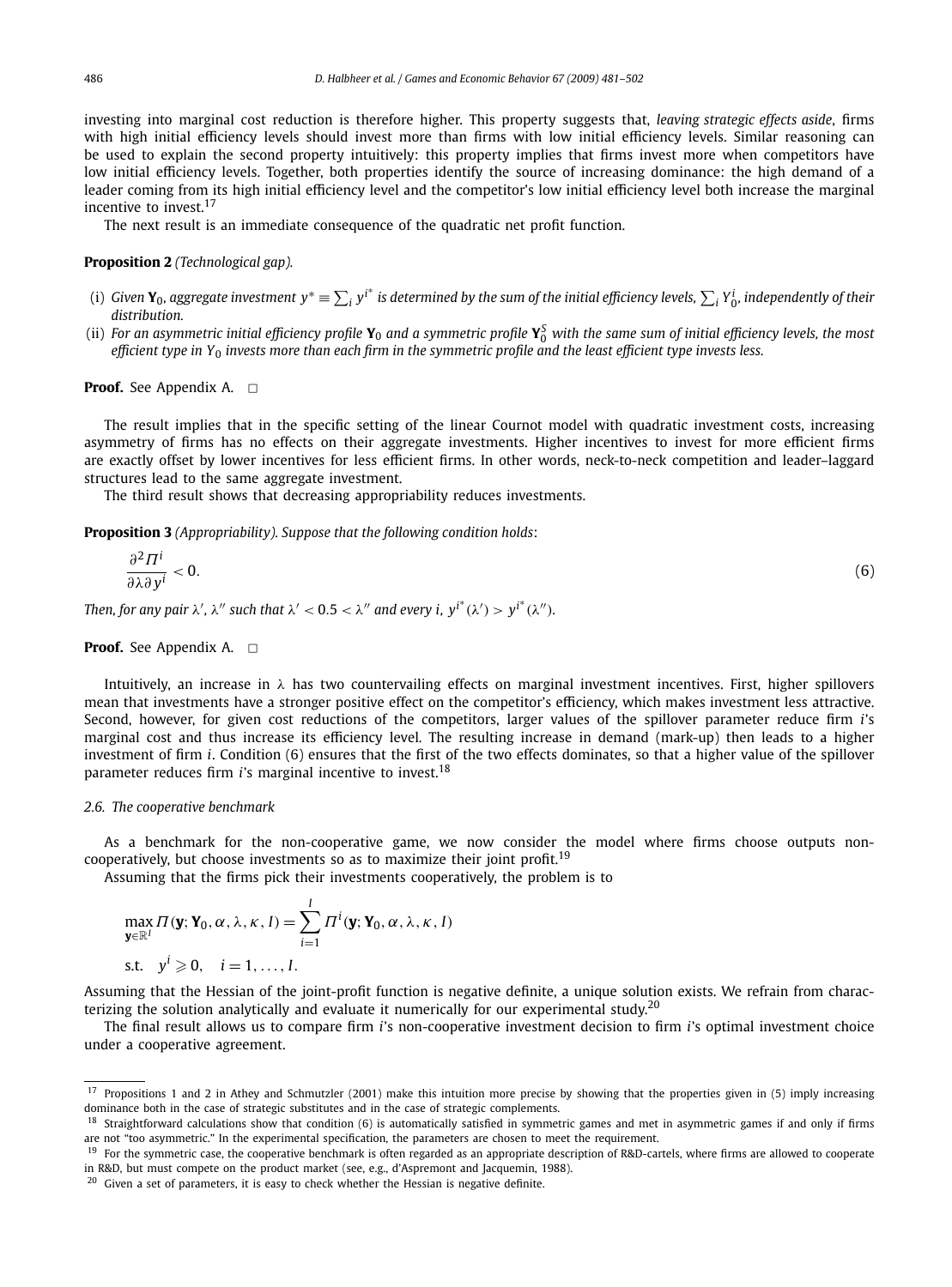investing into marginal cost reduction is therefore higher. This property suggests that, *leaving strategic effects aside*, firms with high initial efficiency levels should invest more than firms with low initial efficiency levels. Similar reasoning can be used to explain the second property intuitively: this property implies that firms invest more when competitors have low initial efficiency levels. Together, both properties identify the source of increasing dominance: the high demand of a leader coming from its high initial efficiency level and the competitor's low initial efficiency level both increase the marginal incentive to invest.[17]

The next result is an immediate consequence of the quadratic net profit function.

**Proposition 2** *(Technological gap).*

(i) *Given $\mathbf{Y}_0$, aggregate investment $y^* \equiv \sum_i y^{i^*}$ is determined by the sum of the initial efficiency levels, $\sum_i Y_0^i$, independently of their distribution.*

(ii) *For an asymmetric initial efficiency profile $\mathbf{Y}_0$ and a symmetric profile $\mathbf{Y}_0^S$ with the same sum of initial efficiency levels, the most efficient type in $Y_0$ invests more than each firm in the symmetric profile and the least efficient type invests less.*

**Proof.** See Appendix A. □

The result implies that in the specific setting of the linear Cournot model with quadratic investment costs, increasing asymmetry of firms has no effects on their aggregate investments. Higher incentives to invest for more efficient firms are exactly offset by lower incentives for less efficient firms. In other words, neck-to-neck competition and leader–laggard structures lead to the same aggregate investment.

The third result shows that decreasing appropriability reduces investments.

**Proposition 3** *(Appropriability). Suppose that the following condition holds*:

$$\frac{\partial^2 \Pi^i}{\partial \lambda \partial y^i} < 0. \tag{6}$$

*Then, for any pair $\lambda'$, $\lambda''$ such that $\lambda' < 0.5 < \lambda''$ and every $i$, $y^{i^*}(\lambda') > y^{i^*}(\lambda'')$.*

**Proof.** See Appendix A. □

Intuitively, an increase in $\lambda$ has two countervailing effects on marginal investment incentives. First, higher spillovers mean that investments have a stronger positive effect on the competitor's efficiency, which makes investment less attractive. Second, however, for given cost reductions of the competitors, larger values of the spillover parameter reduce firm $i$'s marginal cost and thus increase its efficiency level. The resulting increase in demand (mark-up) then leads to a higher investment of firm $i$. Condition (6) ensures that the first of the two effects dominates, so that a higher value of the spillover parameter reduces firm $i$'s marginal incentive to invest.[18]

### 2.6. The cooperative benchmark

As a benchmark for the non-cooperative game, we now consider the model where firms choose outputs non-cooperatively, but choose investments so as to maximize their joint profit.[19]

Assuming that the firms pick their investments cooperatively, the problem is to

$$\max_{\mathbf{y} \in \mathbb{R}^I} \Pi(\mathbf{y}; \mathbf{Y}_0, \alpha, \lambda, \kappa, I) = \sum_{i=1}^{I} \Pi^i(\mathbf{y}; \mathbf{Y}_0, \alpha, \lambda, \kappa, I)$$

$$\text{s.t.} \quad y^i \geqslant 0, \quad i = 1, \ldots, I.$$

Assuming that the Hessian of the joint-profit function is negative definite, a unique solution exists. We refrain from characterizing the solution analytically and evaluate it numerically for our experimental study.[20]

The final result allows us to compare firm $i$'s non-cooperative investment decision to firm $i$'s optimal investment choice under a cooperative agreement.

---

[17] Propositions 1 and 2 in Athey and Schmutzler (2001) make this intuition more precise by showing that the properties given in (5) imply increasing dominance both in the case of strategic substitutes and in the case of strategic complements.

[18] Straightforward calculations show that condition (6) is automatically satisfied in symmetric games and met in asymmetric games if and only if firms are not "too asymmetric." In the experimental specification, the parameters are chosen to meet the requirement.

[19] For the symmetric case, the cooperative benchmark is often regarded as an appropriate description of R&D-cartels, where firms are allowed to cooperate in R&D, but must compete on the product market (see, e.g., d'Aspremont and Jacquemin, 1988).

[20] Given a set of parameters, it is easy to check whether the Hessian is negative definite.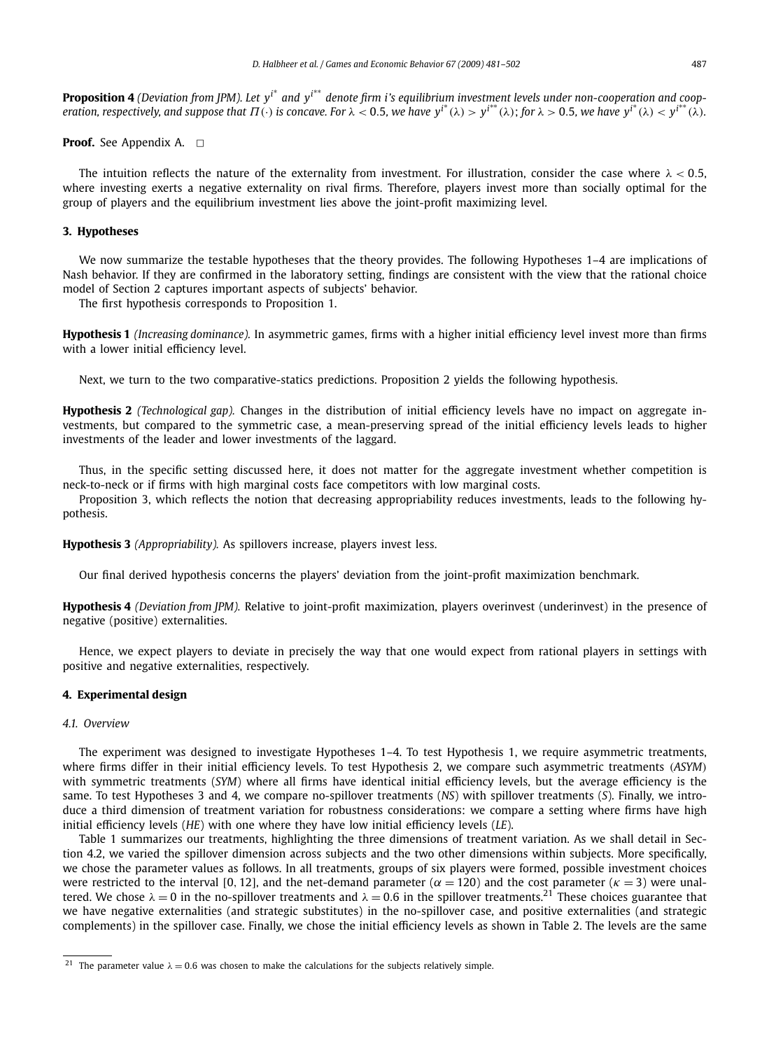**Proposition 4** *(Deviation from JPM). Let $y^{i^*}$ and $y^{i^{**}}$ denote firm i's equilibrium investment levels under non-cooperation and cooperation, respectively, and suppose that $\Pi(\cdot)$ is concave. For $\lambda < 0.5$, we have $y^{i^*}(\lambda) > y^{i^{**}}(\lambda)$; for $\lambda > 0.5$, we have $y^{i^*}(\lambda) < y^{i^{**}}(\lambda)$.*

**Proof.** See Appendix A. □

The intuition reflects the nature of the externality from investment. For illustration, consider the case where $\lambda < 0.5$, where investing exerts a negative externality on rival firms. Therefore, players invest more than socially optimal for the group of players and the equilibrium investment lies above the joint-profit maximizing level.

## 3. Hypotheses

We now summarize the testable hypotheses that the theory provides. The following Hypotheses 1–4 are implications of Nash behavior. If they are confirmed in the laboratory setting, findings are consistent with the view that the rational choice model of Section 2 captures important aspects of subjects' behavior.

The first hypothesis corresponds to Proposition 1.

**Hypothesis 1** *(Increasing dominance).* In asymmetric games, firms with a higher initial efficiency level invest more than firms with a lower initial efficiency level.

Next, we turn to the two comparative-statics predictions. Proposition 2 yields the following hypothesis.

**Hypothesis 2** *(Technological gap).* Changes in the distribution of initial efficiency levels have no impact on aggregate investments, but compared to the symmetric case, a mean-preserving spread of the initial efficiency levels leads to higher investments of the leader and lower investments of the laggard.

Thus, in the specific setting discussed here, it does not matter for the aggregate investment whether competition is neck-to-neck or if firms with high marginal costs face competitors with low marginal costs.

Proposition 3, which reflects the notion that decreasing appropriability reduces investments, leads to the following hypothesis.

**Hypothesis 3** *(Appropriability).* As spillovers increase, players invest less.

Our final derived hypothesis concerns the players' deviation from the joint-profit maximization benchmark.

**Hypothesis 4** *(Deviation from JPM).* Relative to joint-profit maximization, players overinvest (underinvest) in the presence of negative (positive) externalities.

Hence, we expect players to deviate in precisely the way that one would expect from rational players in settings with positive and negative externalities, respectively.

## 4. Experimental design

### 4.1. Overview

The experiment was designed to investigate Hypotheses 1–4. To test Hypothesis 1, we require asymmetric treatments, where firms differ in their initial efficiency levels. To test Hypothesis 2, we compare such asymmetric treatments (*ASYM*) with symmetric treatments (*SYM*) where all firms have identical initial efficiency levels, but the average efficiency is the same. To test Hypotheses 3 and 4, we compare no-spillover treatments (*NS*) with spillover treatments (*S*). Finally, we introduce a third dimension of treatment variation for robustness considerations: we compare a setting where firms have high initial efficiency levels (*HE*) with one where they have low initial efficiency levels (*LE*).

Table 1 summarizes our treatments, highlighting the three dimensions of treatment variation. As we shall detail in Section 4.2, we varied the spillover dimension across subjects and the two other dimensions within subjects. More specifically, we chose the parameter values as follows. In all treatments, groups of six players were formed, possible investment choices were restricted to the interval [0, 12], and the net-demand parameter ($\alpha = 120$) and the cost parameter ($\kappa = 3$) were unaltered. We chose $\lambda = 0$ in the no-spillover treatments and $\lambda = 0.6$ in the spillover treatments.[21] These choices guarantee that we have negative externalities (and strategic substitutes) in the no-spillover case, and positive externalities (and strategic complements) in the spillover case. Finally, we chose the initial efficiency levels as shown in Table 2. The levels are the same

[21] The parameter value $\lambda = 0.6$ was chosen to make the calculations for the subjects relatively simple.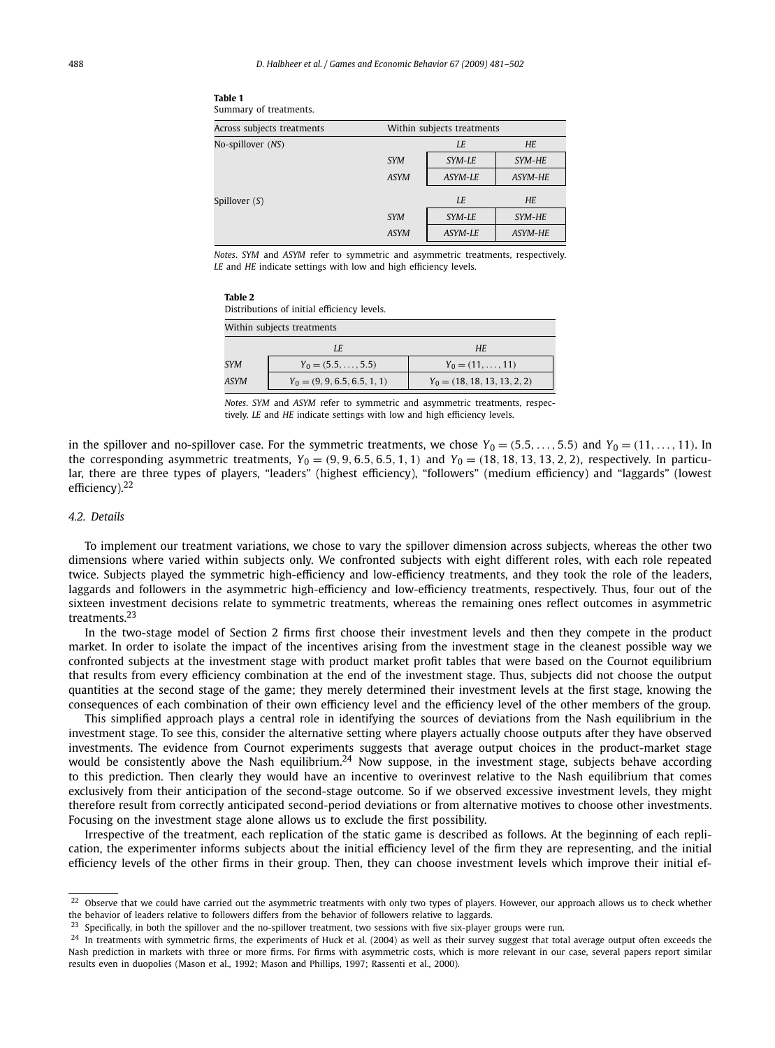**Table 1**
Summary of treatments.

| Across subjects treatments | Within subjects treatments | | |
|---|---|---|---|
| No-spillover (*NS*) | | *LE* | *HE* |
| | *SYM* | *SYM-LE* | *SYM-HE* |
| | *ASYM* | *ASYM-LE* | *ASYM-HE* |
| Spillover (*S*) | | *LE* | *HE* |
| | *SYM* | *SYM-LE* | *SYM-HE* |
| | *ASYM* | *ASYM-LE* | *ASYM-HE* |

*Notes*. *SYM* and *ASYM* refer to symmetric and asymmetric treatments, respectively. *LE* and *HE* indicate settings with low and high efficiency levels.

**Table 2**
Distributions of initial efficiency levels.

| Within subjects treatments | | |
|---|---|---|
| | *LE* | *HE* |
| *SYM* | $Y_0 = (5.5, \dots, 5.5)$ | $Y_0 = (11, \dots, 11)$ |
| *ASYM* | $Y_0 = (9, 9, 6.5, 6.5, 1, 1)$ | $Y_0 = (18, 18, 13, 13, 2, 2)$ |

*Notes*. *SYM* and *ASYM* refer to symmetric and asymmetric treatments, respectively. *LE* and *HE* indicate settings with low and high efficiency levels.

in the spillover and no-spillover case. For the symmetric treatments, we chose $Y_0 = (5.5, \dots, 5.5)$ and $Y_0 = (11, \dots, 11)$. In the corresponding asymmetric treatments, $Y_0 = (9, 9, 6.5, 6.5, 1, 1)$ and $Y_0 = (18, 18, 13, 13, 2, 2)$, respectively. In particular, there are three types of players, "leaders" (highest efficiency), "followers" (medium efficiency) and "laggards" (lowest efficiency).[22]

### 4.2. Details

To implement our treatment variations, we chose to vary the spillover dimension across subjects, whereas the other two dimensions where varied within subjects only. We confronted subjects with eight different roles, with each role repeated twice. Subjects played the symmetric high-efficiency and low-efficiency treatments, and they took the role of the leaders, laggards and followers in the asymmetric high-efficiency and low-efficiency treatments, respectively. Thus, four out of the sixteen investment decisions relate to symmetric treatments, whereas the remaining ones reflect outcomes in asymmetric treatments.[23]

In the two-stage model of Section 2 firms first choose their investment levels and then they compete in the product market. In order to isolate the impact of the incentives arising from the investment stage in the cleanest possible way we confronted subjects at the investment stage with product market profit tables that were based on the Cournot equilibrium that results from every efficiency combination at the end of the investment stage. Thus, subjects did not choose the output quantities at the second stage of the game; they merely determined their investment levels at the first stage, knowing the consequences of each combination of their own efficiency level and the efficiency level of the other members of the group.

This simplified approach plays a central role in identifying the sources of deviations from the Nash equilibrium in the investment stage. To see this, consider the alternative setting where players actually choose outputs after they have observed investments. The evidence from Cournot experiments suggests that average output choices in the product-market stage would be consistently above the Nash equilibrium.[24] Now suppose, in the investment stage, subjects behave according to this prediction. Then clearly they would have an incentive to overinvest relative to the Nash equilibrium that comes exclusively from their anticipation of the second-stage outcome. So if we observed excessive investment levels, they might therefore result from correctly anticipated second-period deviations or from alternative motives to choose other investments. Focusing on the investment stage alone allows us to exclude the first possibility.

Irrespective of the treatment, each replication of the static game is described as follows. At the beginning of each replication, the experimenter informs subjects about the initial efficiency level of the firm they are representing, and the initial efficiency levels of the other firms in their group. Then, they can choose investment levels which improve their initial ef-

[22] Observe that we could have carried out the asymmetric treatments with only two types of players. However, our approach allows us to check whether the behavior of leaders relative to followers differs from the behavior of followers relative to laggards.

[23] Specifically, in both the spillover and the no-spillover treatment, two sessions with five six-player groups were run.

[24] In treatments with symmetric firms, the experiments of Huck et al. (2004) as well as their survey suggest that total average output often exceeds the Nash prediction in markets with three or more firms. For firms with asymmetric costs, which is more relevant in our case, several papers report similar results even in duopolies (Mason et al., 1992; Mason and Phillips, 1997; Rassenti et al., 2000).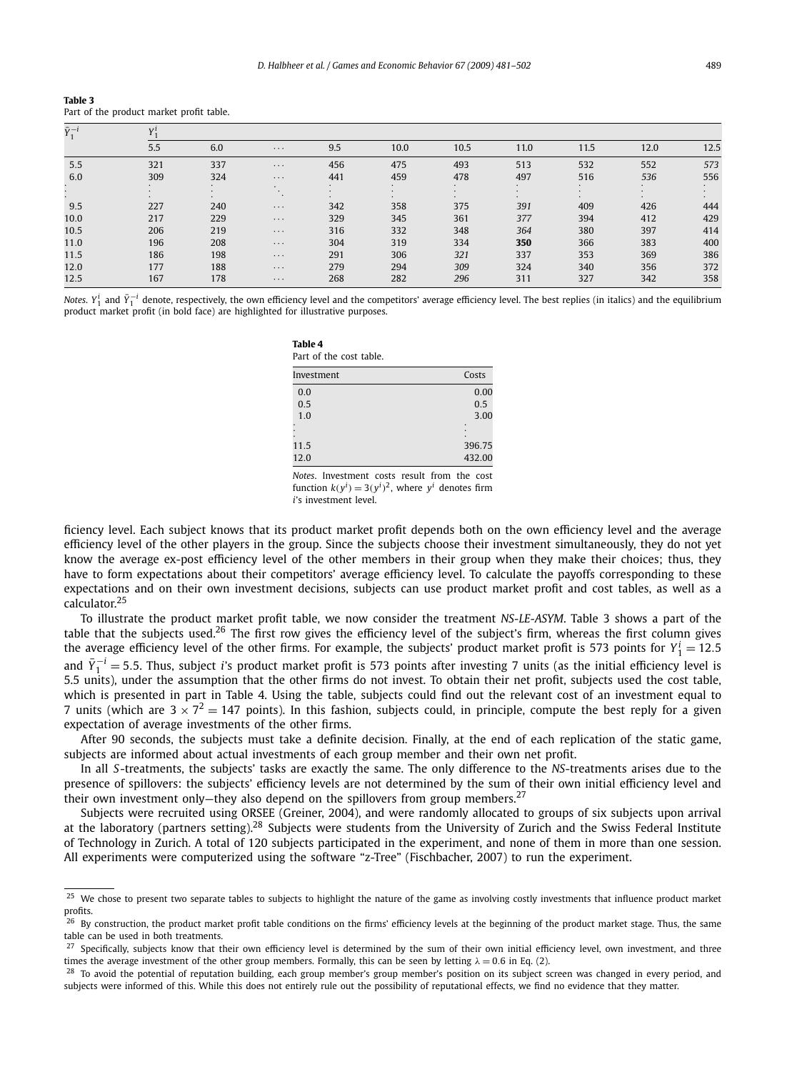**Table 3**
Part of the product market profit table.

| $\bar{Y}_1^{-i}$ | $Y_1^i$ | | | | | | | | | |
|---|---|---|---|---|---|---|---|---|---|---|
| | 5.5 | 6.0 | ... | 9.5 | 10.0 | 10.5 | 11.0 | 11.5 | 12.0 | 12.5 |
| 5.5 | 321 | 337 | ... | 456 | 475 | 493 | 513 | 532 | 552 | *573* |
| 6.0 | 309 | 324 | ... | 441 | 459 | 478 | 497 | 516 | *536* | 556 |
| ⋮ | ⋮ | ⋮ | ⋱ | ⋮ | ⋮ | ⋮ | ⋮ | ⋮ | ⋮ | ⋮ |
| 9.5 | 227 | 240 | ... | 342 | 358 | 375 | *391* | 409 | 426 | 444 |
| 10.0 | 217 | 229 | ... | 329 | 345 | 361 | *377* | 394 | 412 | 429 |
| 10.5 | 206 | 219 | ... | 316 | 332 | 348 | *364* | 380 | 397 | 414 |
| 11.0 | 196 | 208 | ... | 304 | 319 | 334 | **350** | 366 | 383 | 400 |
| 11.5 | 186 | 198 | ... | 291 | 306 | *321* | 337 | 353 | 369 | 386 |
| 12.0 | 177 | 188 | ... | 279 | 294 | *309* | 324 | 340 | 356 | 372 |
| 12.5 | 167 | 178 | ... | 268 | 282 | *296* | 311 | 327 | 342 | 358 |

*Notes.* $Y_1^i$ and $\bar{Y}_1^{-i}$ denote, respectively, the own efficiency level and the competitors' average efficiency level. The best replies (in italics) and the equilibrium product market profit (in bold face) are highlighted for illustrative purposes.

**Table 4**
Part of the cost table.

| Investment | Costs |
|---|---|
| 0.0 | 0.00 |
| 0.5 | 0.5 |
| 1.0 | 3.00 |
| ⋮ | ⋮ |
| 11.5 | 396.75 |
| 12.0 | 432.00 |

*Notes*. Investment costs result from the cost function $k(y^i) = 3(y^i)^2$, where $y^i$ denotes firm $i$'s investment level.

ficiency level. Each subject knows that its product market profit depends both on the own efficiency level and the average efficiency level of the other players in the group. Since the subjects choose their investment simultaneously, they do not yet know the average ex-post efficiency level of the other members in their group when they make their choices; thus, they have to form expectations about their competitors' average efficiency level. To calculate the payoffs corresponding to these expectations and on their own investment decisions, subjects can use product market profit and cost tables, as well as a calculator.[25]

To illustrate the product market profit table, we now consider the treatment *NS-LE-ASYM*. Table 3 shows a part of the table that the subjects used.[26] The first row gives the efficiency level of the subject's firm, whereas the first column gives the average efficiency level of the other firms. For example, the subjects' product market profit is 573 points for $Y_1^i = 12.5$ and $\bar{Y}_1^{-i} = 5.5$. Thus, subject $i$'s product market profit is 573 points after investing 7 units (as the initial efficiency level is 5.5 units), under the assumption that the other firms do not invest. To obtain their net profit, subjects used the cost table, which is presented in part in Table 4. Using the table, subjects could find out the relevant cost of an investment equal to 7 units (which are $3 \times 7^2 = 147$ points). In this fashion, subjects could, in principle, compute the best reply for a given expectation of average investments of the other firms.

After 90 seconds, the subjects must take a definite decision. Finally, at the end of each replication of the static game, subjects are informed about actual investments of each group member and their own net profit.

In all *S*-treatments, the subjects' tasks are exactly the same. The only difference to the *NS*-treatments arises due to the presence of spillovers: the subjects' efficiency levels are not determined by the sum of their own initial efficiency level and their own investment only—they also depend on the spillovers from group members.[27]

Subjects were recruited using ORSEE (Greiner, 2004), and were randomly allocated to groups of six subjects upon arrival at the laboratory (partners setting).[28] Subjects were students from the University of Zurich and the Swiss Federal Institute of Technology in Zurich. A total of 120 subjects participated in the experiment, and none of them in more than one session. All experiments were computerized using the software "z-Tree" (Fischbacher, 2007) to run the experiment.

---

[25] We chose to present two separate tables to subjects to highlight the nature of the game as involving costly investments that influence product market profits.

[26] By construction, the product market profit table conditions on the firms' efficiency levels at the beginning of the product market stage. Thus, the same table can be used in both treatments.

[27] Specifically, subjects know that their own efficiency level is determined by the sum of their own initial efficiency level, own investment, and three times the average investment of the other group members. Formally, this can be seen by letting $\lambda = 0.6$ in Eq. (2).

[28] To avoid the potential of reputation building, each group member's group member's position on its subject screen was changed in every period, and subjects were informed of this. While this does not entirely rule out the possibility of reputational effects, we find no evidence that they matter.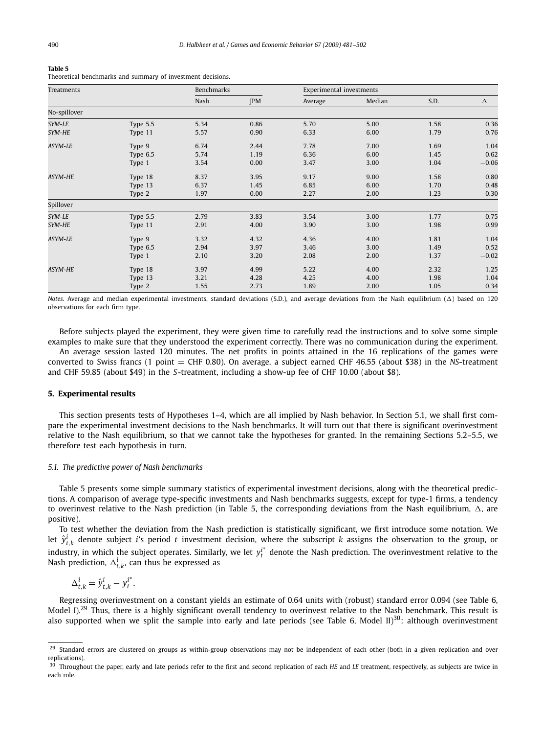**Table 5**
Theoretical benchmarks and summary of investment decisions.

| Treatments | | Benchmarks | | Experimental investments | | | |
|---|---|---|---|---|---|---|---|
| | | Nash | JPM | Average | Median | S.D. | Δ |
| No-spillover | | | | | | | |
| *SYM-LE* | Type 5.5 | 5.34 | 0.86 | 5.70 | 5.00 | 1.58 | 0.36 |
| *SYM-HE* | Type 11 | 5.57 | 0.90 | 6.33 | 6.00 | 1.79 | 0.76 |
| *ASYM-LE* | Type 9 | 6.74 | 2.44 | 7.78 | 7.00 | 1.69 | 1.04 |
| | Type 6.5 | 5.74 | 1.19 | 6.36 | 6.00 | 1.45 | 0.62 |
| | Type 1 | 3.54 | 0.00 | 3.47 | 3.00 | 1.04 | −0.06 |
| *ASYM-HE* | Type 18 | 8.37 | 3.95 | 9.17 | 9.00 | 1.58 | 0.80 |
| | Type 13 | 6.37 | 1.45 | 6.85 | 6.00 | 1.70 | 0.48 |
| | Type 2 | 1.97 | 0.00 | 2.27 | 2.00 | 1.23 | 0.30 |
| Spillover | | | | | | | |
| *SYM-LE* | Type 5.5 | 2.79 | 3.83 | 3.54 | 3.00 | 1.77 | 0.75 |
| *SYM-HE* | Type 11 | 2.91 | 4.00 | 3.90 | 3.00 | 1.98 | 0.99 |
| *ASYM-LE* | Type 9 | 3.32 | 4.32 | 4.36 | 4.00 | 1.81 | 1.04 |
| | Type 6.5 | 2.94 | 3.97 | 3.46 | 3.00 | 1.49 | 0.52 |
| | Type 1 | 2.10 | 3.20 | 2.08 | 2.00 | 1.37 | −0.02 |
| *ASYM-HE* | Type 18 | 3.97 | 4.99 | 5.22 | 4.00 | 2.32 | 1.25 |
| | Type 13 | 3.21 | 4.28 | 4.25 | 4.00 | 1.98 | 1.04 |
| | Type 2 | 1.55 | 2.73 | 1.89 | 2.00 | 1.05 | 0.34 |

*Notes*. Average and median experimental investments, standard deviations (S.D.), and average deviations from the Nash equilibrium (Δ) based on 120 observations for each firm type.

Before subjects played the experiment, they were given time to carefully read the instructions and to solve some simple examples to make sure that they understood the experiment correctly. There was no communication during the experiment.

An average session lasted 120 minutes. The net profits in points attained in the 16 replications of the games were converted to Swiss francs (1 point = CHF 0.80). On average, a subject earned CHF 46.55 (about $38) in the *NS*-treatment and CHF 59.85 (about $49) in the *S*-treatment, including a show-up fee of CHF 10.00 (about $8).

## 5. Experimental results

This section presents tests of Hypotheses 1–4, which are all implied by Nash behavior. In Section 5.1, we shall first compare the experimental investment decisions to the Nash benchmarks. It will turn out that there is significant overinvestment relative to the Nash equilibrium, so that we cannot take the hypotheses for granted. In the remaining Sections 5.2–5.5, we therefore test each hypothesis in turn.

### 5.1. The predictive power of Nash benchmarks

Table 5 presents some simple summary statistics of experimental investment decisions, along with the theoretical predictions. A comparison of average type-specific investments and Nash benchmarks suggests, except for type-1 firms, a tendency to overinvest relative to the Nash prediction (in Table 5, the corresponding deviations from the Nash equilibrium, Δ, are positive).

To test whether the deviation from the Nash prediction is statistically significant, we first introduce some notation. We let $\hat{y}^i_{t,k}$ denote subject $i$'s period $t$ investment decision, where the subscript $k$ assigns the observation to the group, or industry, in which the subject operates. Similarly, we let $y^{i^*}_t$ denote the Nash prediction. The overinvestment relative to the Nash prediction, $\Delta^i_{t,k}$, can thus be expressed as

$$\Delta^i_{t,k} = \hat{y}^i_{t,k} - y^{i^*}_t.$$

Regressing overinvestment on a constant yields an estimate of 0.64 units with (robust) standard error 0.094 (see Table 6, Model I).[29] Thus, there is a highly significant overall tendency to overinvest relative to the Nash benchmark. This result is also supported when we split the sample into early and late periods (see Table 6, Model II)[30]: although overinvestment

[29] Standard errors are clustered on groups as within-group observations may not be independent of each other (both in a given replication and over replications).

[30] Throughout the paper, early and late periods refer to the first and second replication of each *HE* and *LE* treatment, respectively, as subjects are twice in each role.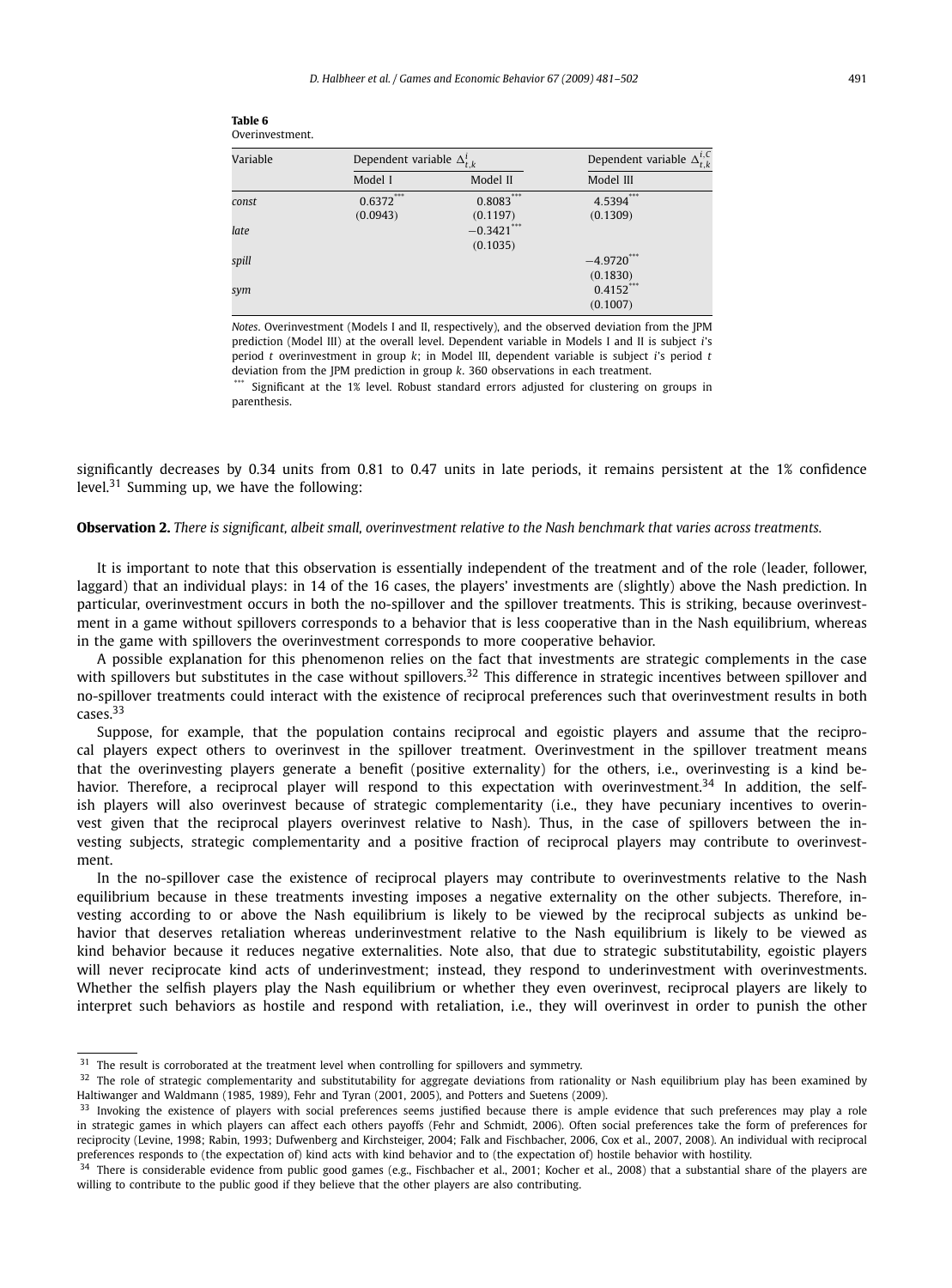**Table 6**
Overinvestment.

| Variable | Dependent variable $\Delta^{i}_{t,k}$ | | Dependent variable $\Delta^{i,C}_{t,k}$ |
|---|---|---|---|
| | Model I | Model II | Model III |
| *const* | 0.6372*** | 0.8083*** | 4.5394*** |
| | (0.0943) | (0.1197) | (0.1309) |
| *late* | | −0.3421*** | |
| | | (0.1035) | |
| *spill* | | | −4.9720*** |
| | | | (0.1830) |
| *sym* | | | 0.4152*** |
| | | | (0.1007) |

*Notes*. Overinvestment (Models I and II, respectively), and the observed deviation from the JPM prediction (Model III) at the overall level. Dependent variable in Models I and II is subject *i*'s period *t* overinvestment in group *k*; in Model III, dependent variable is subject *i*'s period *t* deviation from the JPM prediction in group *k*. 360 observations in each treatment.

*** Significant at the 1% level. Robust standard errors adjusted for clustering on groups in parenthesis.

significantly decreases by 0.34 units from 0.81 to 0.47 units in late periods, it remains persistent at the 1% confidence level.[31] Summing up, we have the following:

**Observation 2.** *There is significant, albeit small, overinvestment relative to the Nash benchmark that varies across treatments.*

It is important to note that this observation is essentially independent of the treatment and of the role (leader, follower, laggard) that an individual plays: in 14 of the 16 cases, the players' investments are (slightly) above the Nash prediction. In particular, overinvestment occurs in both the no-spillover and the spillover treatments. This is striking, because overinvestment in a game without spillovers corresponds to a behavior that is less cooperative than in the Nash equilibrium, whereas in the game with spillovers the overinvestment corresponds to more cooperative behavior.

A possible explanation for this phenomenon relies on the fact that investments are strategic complements in the case with spillovers but substitutes in the case without spillovers.[32] This difference in strategic incentives between spillover and no-spillover treatments could interact with the existence of reciprocal preferences such that overinvestment results in both cases.[33]

Suppose, for example, that the population contains reciprocal and egoistic players and assume that the reciprocal players expect others to overinvest in the spillover treatment. Overinvestment in the spillover treatment means that the overinvesting players generate a benefit (positive externality) for the others, i.e., overinvesting is a kind behavior. Therefore, a reciprocal player will respond to this expectation with overinvestment.[34] In addition, the selfish players will also overinvest because of strategic complementarity (i.e., they have pecuniary incentives to overinvest given that the reciprocal players overinvest relative to Nash). Thus, in the case of spillovers between the investing subjects, strategic complementarity and a positive fraction of reciprocal players may contribute to overinvestment.

In the no-spillover case the existence of reciprocal players may contribute to overinvestments relative to the Nash equilibrium because in these treatments investing imposes a negative externality on the other subjects. Therefore, investing according to or above the Nash equilibrium is likely to be viewed by the reciprocal subjects as unkind behavior that deserves retaliation whereas underinvestment relative to the Nash equilibrium is likely to be viewed as kind behavior because it reduces negative externalities. Note also, that due to strategic substitutability, egoistic players will never reciprocate kind acts of underinvestment; instead, they respond to underinvestment with overinvestments. Whether the selfish players play the Nash equilibrium or whether they even overinvest, reciprocal players are likely to interpret such behaviors as hostile and respond with retaliation, i.e., they will overinvest in order to punish the other

[31] The result is corroborated at the treatment level when controlling for spillovers and symmetry.

[32] The role of strategic complementarity and substitutability for aggregate deviations from rationality or Nash equilibrium play has been examined by Haltiwanger and Waldmann (1985, 1989), Fehr and Tyran (2001, 2005), and Potters and Suetens (2009).

[33] Invoking the existence of players with social preferences seems justified because there is ample evidence that such preferences may play a role in strategic games in which players can affect each others payoffs (Fehr and Schmidt, 2006). Often social preferences take the form of preferences for reciprocity (Levine, 1998; Rabin, 1993; Dufwenberg and Kirchsteiger, 2004; Falk and Fischbacher, 2006, Cox et al., 2007, 2008). An individual with reciprocal preferences responds to (the expectation of) kind acts with kind behavior and to (the expectation of) hostile behavior with hostility.

[34] There is considerable evidence from public good games (e.g., Fischbacher et al., 2001; Kocher et al., 2008) that a substantial share of the players are willing to contribute to the public good if they believe that the other players are also contributing.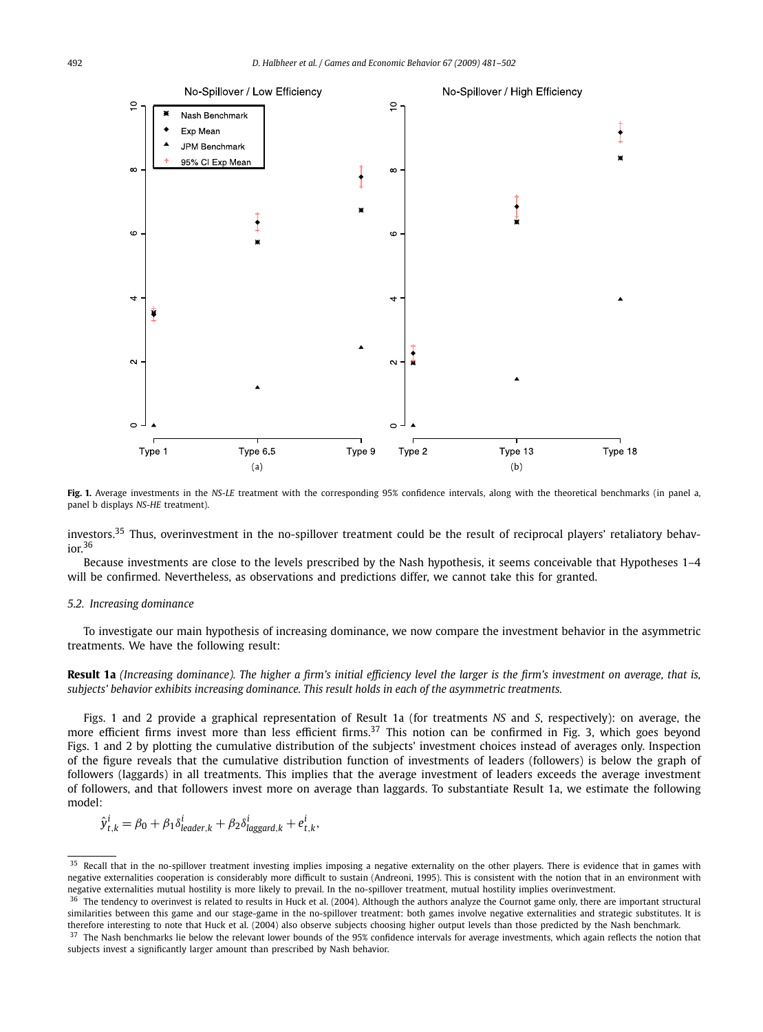No-Spillover / Low Efficiency

No-Spillover / High Efficiency

Nash Benchmark

Exp Mean

JPM Benchmark

95% CI Exp Mean

0

2

4

6

8

10

Type 1

Type 6.5

Type 9

(a)

Type 2

Type 13

Type 18

(b)

**Fig. 1.** Average investments in the *NS-LE* treatment with the corresponding 95% confidence intervals, along with the theoretical benchmarks (in panel a, panel b displays *NS-HE* treatment).

investors.[35] Thus, overinvestment in the no-spillover treatment could be the result of reciprocal players' retaliatory behavior.[36]

Because investments are close to the levels prescribed by the Nash hypothesis, it seems conceivable that Hypotheses 1–4 will be confirmed. Nevertheless, as observations and predictions differ, we cannot take this for granted.

### *5.2. Increasing dominance*

To investigate our main hypothesis of increasing dominance, we now compare the investment behavior in the asymmetric treatments. We have the following result:

**Result 1a** *(Increasing dominance). The higher a firm's initial efficiency level the larger is the firm's investment on average, that is, subjects' behavior exhibits increasing dominance. This result holds in each of the asymmetric treatments.*

Figs. 1 and 2 provide a graphical representation of Result 1a (for treatments *NS* and *S*, respectively): on average, the more efficient firms invest more than less efficient firms.[37] This notion can be confirmed in Fig. 3, which goes beyond Figs. 1 and 2 by plotting the cumulative distribution of the subjects' investment choices instead of averages only. Inspection of the figure reveals that the cumulative distribution function of investments of leaders (followers) is below the graph of followers (laggards) in all treatments. This implies that the average investment of leaders exceeds the average investment of followers, and that followers invest more on average than laggards. To substantiate Result 1a, we estimate the following model:

$$\hat{y}^i_{t,k} = \beta_0 + \beta_1 \delta^i_{leader,k} + \beta_2 \delta^i_{laggard,k} + e^i_{t,k},$$

[35] Recall that in the no-spillover treatment investing implies imposing a negative externality on the other players. There is evidence that in games with negative externalities cooperation is considerably more difficult to sustain (Andreoni, 1995). This is consistent with the notion that in an environment with negative externalities mutual hostility is more likely to prevail. In the no-spillover treatment, mutual hostility implies overinvestment.

[36] The tendency to overinvest is related to results in Huck et al. (2004). Although the authors analyze the Cournot game only, there are important structural similarities between this game and our stage-game in the no-spillover treatment: both games involve negative externalities and strategic substitutes. It is therefore interesting to note that Huck et al. (2004) also observe subjects choosing higher output levels than those predicted by the Nash benchmark.

[37] The Nash benchmarks lie below the relevant lower bounds of the 95% confidence intervals for average investments, which again reflects the notion that subjects invest a significantly larger amount than prescribed by Nash behavior.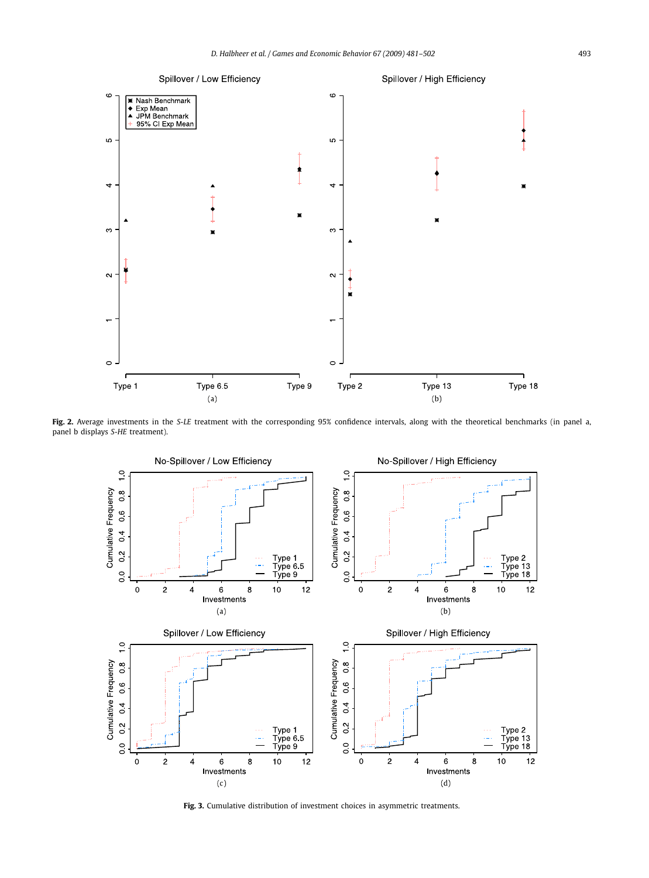Spillover / Low Efficiency

Nash Benchmark
Exp Mean
JPM Benchmark
95% CI Exp Mean

0 1 2 3 4 5 6

Type 1 Type 6.5 Type 9

(a)

Spillover / High Efficiency

0 1 2 3 4 5 6

Type 2 Type 13 Type 18

(b)

**Fig. 2.** Average investments in the *S-LE* treatment with the corresponding 95% confidence intervals, along with the theoretical benchmarks (in panel a, panel b displays *S-HE* treatment).

No-Spillover / Low Efficiency

Cumulative Frequency

0.0 0.2 0.4 0.6 0.8 1.0

Type 1
Type 6.5
Type 9

0 2 4 6 8 10 12

Investments

(a)

No-Spillover / High Efficiency

Cumulative Frequency

0.0 0.2 0.4 0.6 0.8 1.0

Type 2
Type 13
Type 18

0 2 4 6 8 10 12

Investments

(b)

Spillover / Low Efficiency

Cumulative Frequency

0.0 0.2 0.4 0.6 0.8 1.0

Type 1
Type 6.5
Type 9

0 2 4 6 8 10 12

Investments

(c)

Spillover / High Efficiency

Cumulative Frequency

0.0 0.2 0.4 0.6 0.8 1.0

Type 2
Type 13
Type 18

0 2 4 6 8 10 12

Investments

(d)

**Fig. 3.** Cumulative distribution of investment choices in asymmetric treatments.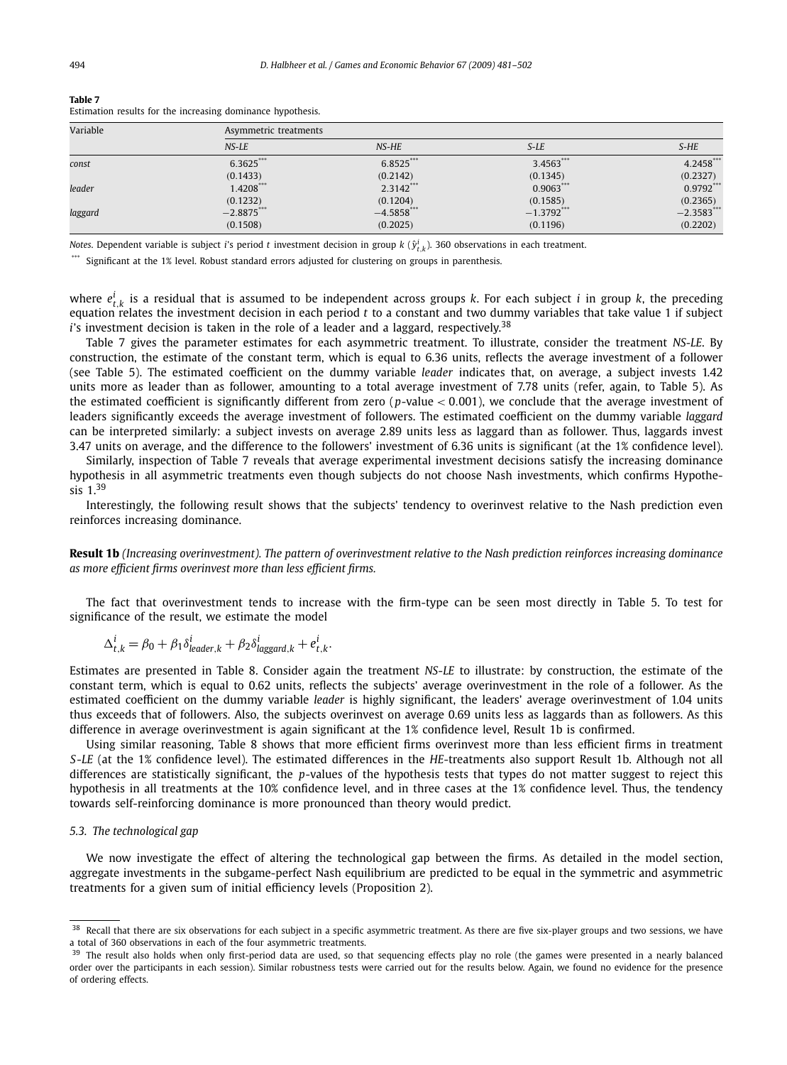**Table 7**
Estimation results for the increasing dominance hypothesis.

| Variable | Asymmetric treatments | | | |
|---|---|---|---|---|
| | *NS-LE* | *NS-HE* | *S-LE* | *S-HE* |
| *const* | 6.3625*** | 6.8525*** | 3.4563*** | 4.2458*** |
| | (0.1433) | (0.2142) | (0.1345) | (0.2327) |
| *leader* | 1.4208*** | 2.3142*** | 0.9063*** | 0.9792*** |
| | (0.1232) | (0.1204) | (0.1585) | (0.2365) |
| *laggard* | −2.8875*** | −4.5858*** | −1.3792*** | −2.3583*** |
| | (0.1508) | (0.2025) | (0.1196) | (0.2202) |

*Notes*. Dependent variable is subject *i*'s period *t* investment decision in group *k* ($\hat{y}^i_{t,k}$). 360 observations in each treatment.

*** Significant at the 1% level. Robust standard errors adjusted for clustering on groups in parenthesis.

where $e^i_{t,k}$ is a residual that is assumed to be independent across groups *k*. For each subject *i* in group *k*, the preceding equation relates the investment decision in each period *t* to a constant and two dummy variables that take value 1 if subject *i*'s investment decision is taken in the role of a leader and a laggard, respectively.[38]

Table 7 gives the parameter estimates for each asymmetric treatment. To illustrate, consider the treatment *NS-LE*. By construction, the estimate of the constant term, which is equal to 6.36 units, reflects the average investment of a follower (see Table 5). The estimated coefficient on the dummy variable *leader* indicates that, on average, a subject invests 1.42 units more as leader than as follower, amounting to a total average investment of 7.78 units (refer, again, to Table 5). As the estimated coefficient is significantly different from zero ($p$-value $< 0.001$), we conclude that the average investment of leaders significantly exceeds the average investment of followers. The estimated coefficient on the dummy variable *laggard* can be interpreted similarly: a subject invests on average 2.89 units less as laggard than as follower. Thus, laggards invest 3.47 units on average, and the difference to the followers' investment of 6.36 units is significant (at the 1% confidence level).

Similarly, inspection of Table 7 reveals that average experimental investment decisions satisfy the increasing dominance hypothesis in all asymmetric treatments even though subjects do not choose Nash investments, which confirms Hypothesis 1.[39]

Interestingly, the following result shows that the subjects' tendency to overinvest relative to the Nash prediction even reinforces increasing dominance.

**Result 1b** *(Increasing overinvestment). The pattern of overinvestment relative to the Nash prediction reinforces increasing dominance as more efficient firms overinvest more than less efficient firms.*

The fact that overinvestment tends to increase with the firm-type can be seen most directly in Table 5. To test for significance of the result, we estimate the model

$$\Delta^i_{t,k} = \beta_0 + \beta_1 \delta^i_{leader,k} + \beta_2 \delta^i_{laggard,k} + e^i_{t,k}.$$

Estimates are presented in Table 8. Consider again the treatment *NS-LE* to illustrate: by construction, the estimate of the constant term, which is equal to 0.62 units, reflects the subjects' average overinvestment in the role of a follower. As the estimated coefficient on the dummy variable *leader* is highly significant, the leaders' average overinvestment of 1.04 units thus exceeds that of followers. Also, the subjects overinvest on average 0.69 units less as laggards than as followers. As this difference in average overinvestment is again significant at the 1% confidence level, Result 1b is confirmed.

Using similar reasoning, Table 8 shows that more efficient firms overinvest more than less efficient firms in treatment *S-LE* (at the 1% confidence level). The estimated differences in the *HE*-treatments also support Result 1b. Although not all differences are statistically significant, the *p*-values of the hypothesis tests that types do not matter suggest to reject this hypothesis in all treatments at the 10% confidence level, and in three cases at the 1% confidence level. Thus, the tendency towards self-reinforcing dominance is more pronounced than theory would predict.

### 5.3. The technological gap

We now investigate the effect of altering the technological gap between the firms. As detailed in the model section, aggregate investments in the subgame-perfect Nash equilibrium are predicted to be equal in the symmetric and asymmetric treatments for a given sum of initial efficiency levels (Proposition 2).

[38] Recall that there are six observations for each subject in a specific asymmetric treatment. As there are five six-player groups and two sessions, we have a total of 360 observations in each of the four asymmetric treatments.

[39] The result also holds when only first-period data are used, so that sequencing effects play no role (the games were presented in a nearly balanced order over the participants in each session). Similar robustness tests were carried out for the results below. Again, we found no evidence for the presence of ordering effects.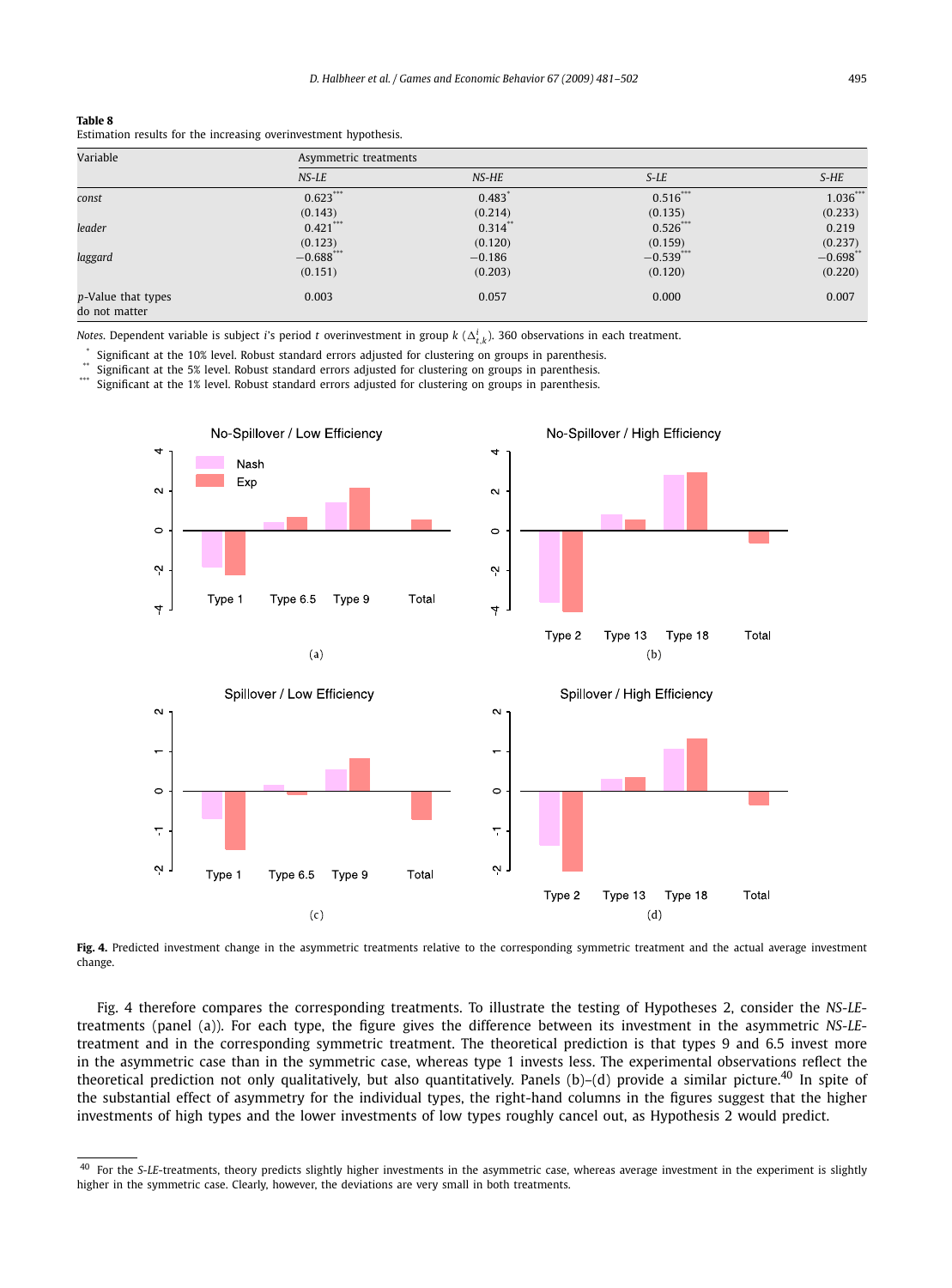**Table 8**
Estimation results for the increasing overinvestment hypothesis.

| Variable | Asymmetric treatments | | | |
|---|---|---|---|---|
| | *NS-LE* | *NS-HE* | *S-LE* | *S-HE* |
| *const* | 0.623*** | 0.483* | 0.516*** | 1.036*** |
| | (0.143) | (0.214) | (0.135) | (0.233) |
| *leader* | 0.421*** | 0.314** | 0.526*** | 0.219 |
| | (0.123) | (0.120) | (0.159) | (0.237) |
| *laggard* | −0.688*** | −0.186 | −0.539*** | −0.698** |
| | (0.151) | (0.203) | (0.120) | (0.220) |
| *p*-Value that types do not matter | 0.003 | 0.057 | 0.000 | 0.007 |

*Notes.* Dependent variable is subject *i*'s period *t* overinvestment in group *k* ($\Delta^i_{t,k}$). 360 observations in each treatment.

\* Significant at the 10% level. Robust standard errors adjusted for clustering on groups in parenthesis.
\*\* Significant at the 5% level. Robust standard errors adjusted for clustering on groups in parenthesis.
\*\*\* Significant at the 1% level. Robust standard errors adjusted for clustering on groups in parenthesis.

No-Spillover / Low Efficiency
Nash
Exp
Type 1 Type 6.5 Type 9 Total
(a)

No-Spillover / High Efficiency
Type 2 Type 13 Type 18 Total
(b)

Spillover / Low Efficiency
Type 1 Type 6.5 Type 9 Total
(c)

Spillover / High Efficiency
Type 2 Type 13 Type 18 Total
(d)

**Fig. 4.** Predicted investment change in the asymmetric treatments relative to the corresponding symmetric treatment and the actual average investment change.

Fig. 4 therefore compares the corresponding treatments. To illustrate the testing of Hypotheses 2, consider the *NS-LE*-treatments (panel (a)). For each type, the figure gives the difference between its investment in the asymmetric *NS-LE*-treatment and in the corresponding symmetric treatment. The theoretical prediction is that types 9 and 6.5 invest more in the asymmetric case than in the symmetric case, whereas type 1 invests less. The experimental observations reflect the theoretical prediction not only qualitatively, but also quantitatively. Panels (b)–(d) provide a similar picture.[40] In spite of the substantial effect of asymmetry for the individual types, the right-hand columns in the figures suggest that the higher investments of high types and the lower investments of low types roughly cancel out, as Hypothesis 2 would predict.

[40] For the *S-LE*-treatments, theory predicts slightly higher investments in the asymmetric case, whereas average investment in the experiment is slightly higher in the symmetric case. Clearly, however, the deviations are very small in both treatments.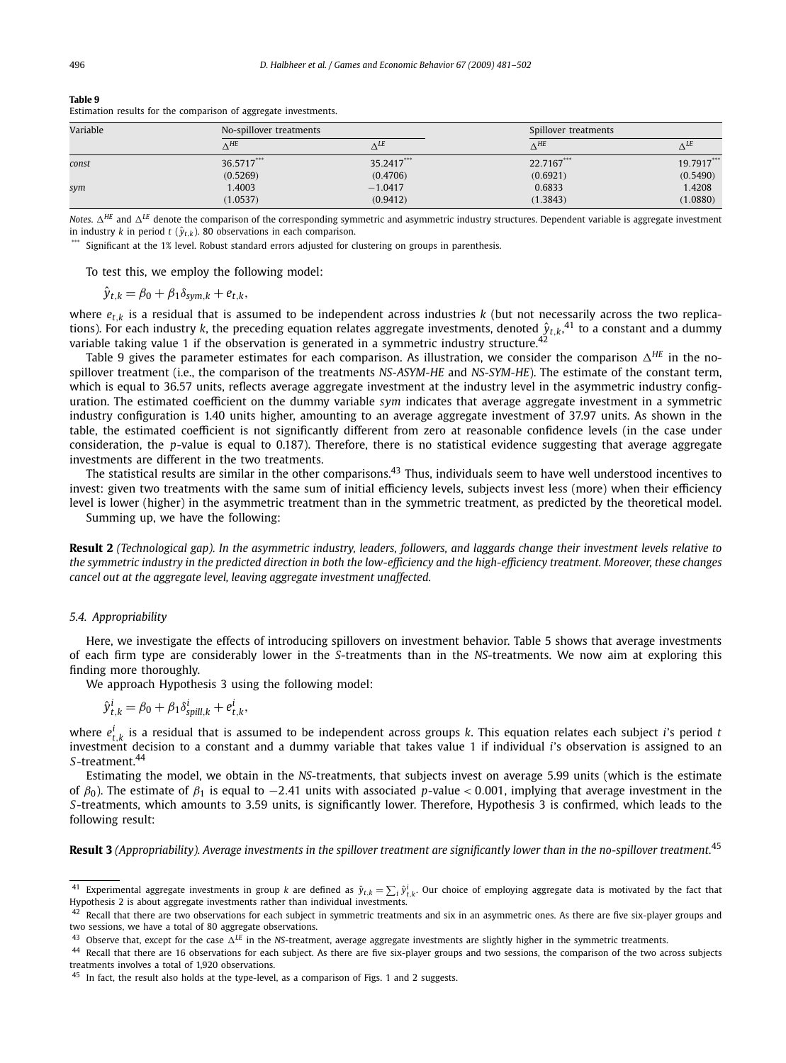**Table 9**
Estimation results for the comparison of aggregate investments.

| Variable | No-spillover treatments | | Spillover treatments | |
|---|---|---|---|---|
| | $\Delta^{HE}$ | $\Delta^{LE}$ | $\Delta^{HE}$ | $\Delta^{LE}$ |
| *const* | 36.5717*** | 35.2417*** | 22.7167*** | 19.7917*** |
| | (0.5269) | (0.4706) | (0.6921) | (0.5490) |
| *sym* | 1.4003 | −1.0417 | 0.6833 | 1.4208 |
| | (1.0537) | (0.9412) | (1.3843) | (1.0880) |

*Notes*. $\Delta^{HE}$ and $\Delta^{LE}$ denote the comparison of the corresponding symmetric and asymmetric industry structures. Dependent variable is aggregate investment in industry $k$ in period $t$ ($\hat{y}_{t,k}$). 80 observations in each comparison.

*** Significant at the 1% level. Robust standard errors adjusted for clustering on groups in parenthesis.

To test this, we employ the following model:

$$\hat{y}_{t,k} = \beta_0 + \beta_1 \delta_{sym,k} + e_{t,k},$$

where $e_{t,k}$ is a residual that is assumed to be independent across industries $k$ (but not necessarily across the two replications). For each industry $k$, the preceding equation relates aggregate investments, denoted $\hat{y}_{t,k}$,[41] to a constant and a dummy variable taking value 1 if the observation is generated in a symmetric industry structure.[42]

Table 9 gives the parameter estimates for each comparison. As illustration, we consider the comparison $\Delta^{HE}$ in the no-spillover treatment (i.e., the comparison of the treatments *NS-ASYM-HE* and *NS-SYM-HE*). The estimate of the constant term, which is equal to 36.57 units, reflects average aggregate investment at the industry level in the asymmetric industry configuration. The estimated coefficient on the dummy variable *sym* indicates that average aggregate investment in a symmetric industry configuration is 1.40 units higher, amounting to an average aggregate investment of 37.97 units. As shown in the table, the estimated coefficient is not significantly different from zero at reasonable confidence levels (in the case under consideration, the $p$-value is equal to 0.187). Therefore, there is no statistical evidence suggesting that average aggregate investments are different in the two treatments.

The statistical results are similar in the other comparisons.[43] Thus, individuals seem to have well understood incentives to invest: given two treatments with the same sum of initial efficiency levels, subjects invest less (more) when their efficiency level is lower (higher) in the asymmetric treatment than in the symmetric treatment, as predicted by the theoretical model.

Summing up, we have the following:

**Result 2** *(Technological gap). In the asymmetric industry, leaders, followers, and laggards change their investment levels relative to the symmetric industry in the predicted direction in both the low-efficiency and the high-efficiency treatment. Moreover, these changes cancel out at the aggregate level, leaving aggregate investment unaffected.*

### 5.4. Appropriability

Here, we investigate the effects of introducing spillovers on investment behavior. Table 5 shows that average investments of each firm type are considerably lower in the *S*-treatments than in the *NS*-treatments. We now aim at exploring this finding more thoroughly.

We approach Hypothesis 3 using the following model:

$$\hat{y}^i_{t,k} = \beta_0 + \beta_1 \delta^i_{spill,k} + e^i_{t,k},$$

where $e^i_{t,k}$ is a residual that is assumed to be independent across groups $k$. This equation relates each subject $i$'s period $t$ investment decision to a constant and a dummy variable that takes value 1 if individual $i$'s observation is assigned to an *S*-treatment.[44]

Estimating the model, we obtain in the *NS*-treatments, that subjects invest on average 5.99 units (which is the estimate of $\beta_0$). The estimate of $\beta_1$ is equal to −2.41 units with associated $p$-value $< 0.001$, implying that average investment in the *S*-treatments, which amounts to 3.59 units, is significantly lower. Therefore, Hypothesis 3 is confirmed, which leads to the following result:

**Result 3** *(Appropriability). Average investments in the spillover treatment are significantly lower than in the no-spillover treatment.*[45]

---

[41] Experimental aggregate investments in group $k$ are defined as $\hat{y}_{t,k} = \sum_i \hat{y}^i_{t,k}$. Our choice of employing aggregate data is motivated by the fact that Hypothesis 2 is about aggregate investments rather than individual investments.

[42] Recall that there are two observations for each subject in symmetric treatments and six in an asymmetric ones. As there are five six-player groups and two sessions, we have a total of 80 aggregate observations.

[43] Observe that, except for the case $\Delta^{LE}$ in the *NS*-treatment, average aggregate investments are slightly higher in the symmetric treatments.

[44] Recall that there are 16 observations for each subject. As there are five six-player groups and two sessions, the comparison of the two across subjects treatments involves a total of 1,920 observations.

[45] In fact, the result also holds at the type-level, as a comparison of Figs. 1 and 2 suggests.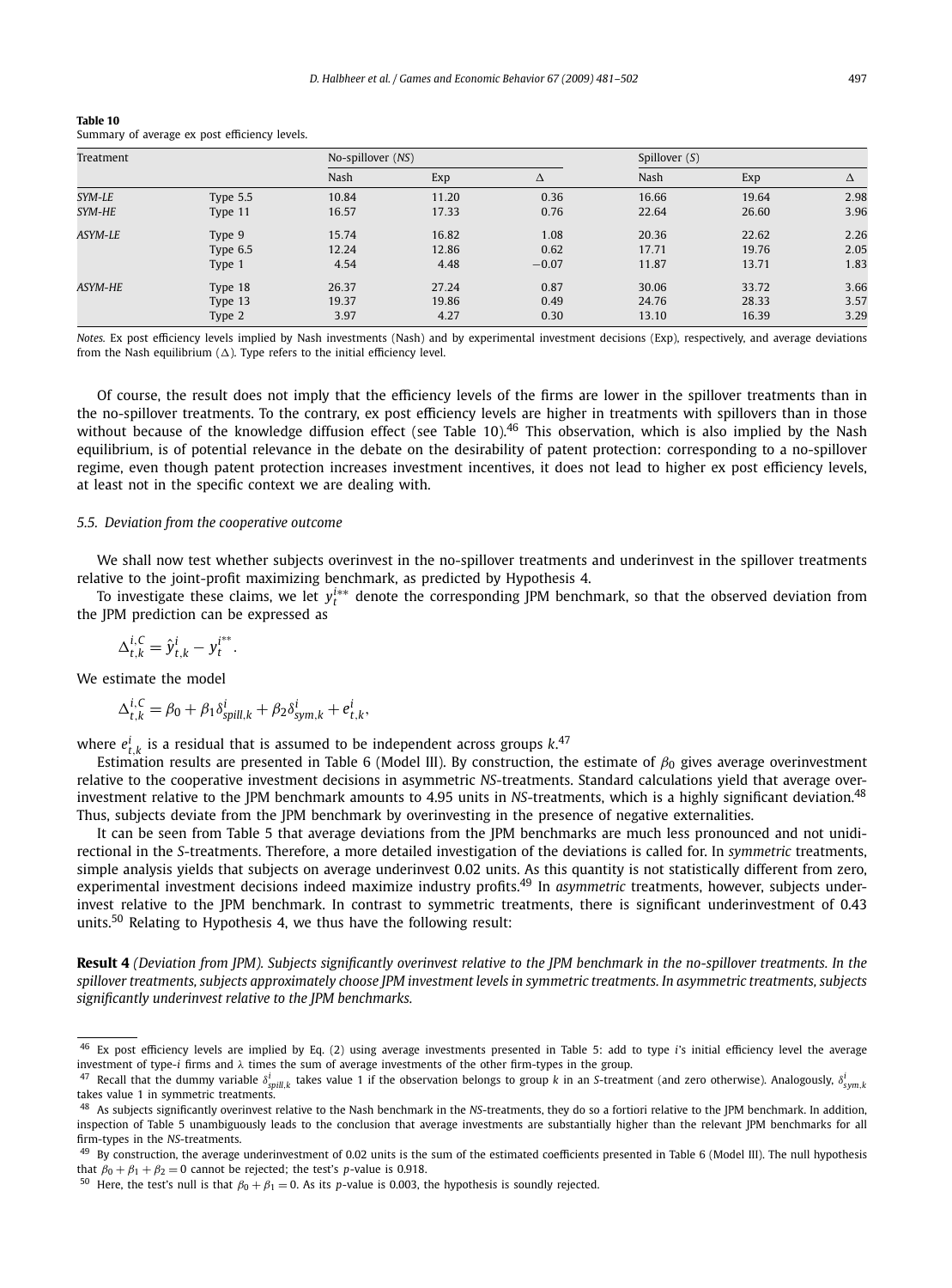**Table 10**
Summary of average ex post efficiency levels.

| Treatment | | No-spillover (*NS*) | | | Spillover (*S*) | | |
|---|---|---|---|---|---|---|---|
| | | Nash | Exp | Δ | Nash | Exp | Δ |
| *SYM-LE* | Type 5.5 | 10.84 | 11.20 | 0.36 | 16.66 | 19.64 | 2.98 |
| *SYM-HE* | Type 11 | 16.57 | 17.33 | 0.76 | 22.64 | 26.60 | 3.96 |
| *ASYM-LE* | Type 9 | 15.74 | 16.82 | 1.08 | 20.36 | 22.62 | 2.26 |
| | Type 6.5 | 12.24 | 12.86 | 0.62 | 17.71 | 19.76 | 2.05 |
| | Type 1 | 4.54 | 4.48 | −0.07 | 11.87 | 13.71 | 1.83 |
| *ASYM-HE* | Type 18 | 26.37 | 27.24 | 0.87 | 30.06 | 33.72 | 3.66 |
| | Type 13 | 19.37 | 19.86 | 0.49 | 24.76 | 28.33 | 3.57 |
| | Type 2 | 3.97 | 4.27 | 0.30 | 13.10 | 16.39 | 3.29 |

*Notes.* Ex post efficiency levels implied by Nash investments (Nash) and by experimental investment decisions (Exp), respectively, and average deviations from the Nash equilibrium (Δ). Type refers to the initial efficiency level.

Of course, the result does not imply that the efficiency levels of the firms are lower in the spillover treatments than in the no-spillover treatments. To the contrary, ex post efficiency levels are higher in treatments with spillovers than in those without because of the knowledge diffusion effect (see Table 10).[46] This observation, which is also implied by the Nash equilibrium, is of potential relevance in the debate on the desirability of patent protection: corresponding to a no-spillover regime, even though patent protection increases investment incentives, it does not lead to higher ex post efficiency levels, at least not in the specific context we are dealing with.

### 5.5. Deviation from the cooperative outcome

We shall now test whether subjects overinvest in the no-spillover treatments and underinvest in the spillover treatments relative to the joint-profit maximizing benchmark, as predicted by Hypothesis 4.

To investigate these claims, we let $y_t^{i**}$ denote the corresponding JPM benchmark, so that the observed deviation from the JPM prediction can be expressed as

$$\Delta_{t,k}^{i,C} = \hat{y}_{t,k}^{i} - y_t^{i**}.$$

We estimate the model

$$\Delta_{t,k}^{i,C} = \beta_0 + \beta_1 \delta_{spill,k}^{i} + \beta_2 \delta_{sym,k}^{i} + e_{t,k}^{i},$$

where $e_{t,k}^{i}$ is a residual that is assumed to be independent across groups $k$.[47]

Estimation results are presented in Table 6 (Model III). By construction, the estimate of $\beta_0$ gives average overinvestment relative to the cooperative investment decisions in asymmetric *NS*-treatments. Standard calculations yield that average overinvestment relative to the JPM benchmark amounts to 4.95 units in *NS*-treatments, which is a highly significant deviation.[48] Thus, subjects deviate from the JPM benchmark by overinvesting in the presence of negative externalities.

It can be seen from Table 5 that average deviations from the JPM benchmarks are much less pronounced and not unidirectional in the *S*-treatments. Therefore, a more detailed investigation of the deviations is called for. In *symmetric* treatments, simple analysis yields that subjects on average underinvest 0.02 units. As this quantity is not statistically different from zero, experimental investment decisions indeed maximize industry profits.[49] In *asymmetric* treatments, however, subjects underinvest relative to the JPM benchmark. In contrast to symmetric treatments, there is significant underinvestment of 0.43 units.[50] Relating to Hypothesis 4, we thus have the following result:

**Result 4** *(Deviation from JPM). Subjects significantly overinvest relative to the JPM benchmark in the no-spillover treatments. In the spillover treatments, subjects approximately choose JPM investment levels in symmetric treatments. In asymmetric treatments, subjects significantly underinvest relative to the JPM benchmarks.*

---

[46] Ex post efficiency levels are implied by Eq. (2) using average investments presented in Table 5: add to type $i$'s initial efficiency level the average investment of type-$i$ firms and $\lambda$ times the sum of average investments of the other firm-types in the group.

[47] Recall that the dummy variable $\delta_{spill,k}^{i}$ takes value 1 if the observation belongs to group $k$ in an *S*-treatment (and zero otherwise). Analogously, $\delta_{sym,k}^{i}$ takes value 1 in symmetric treatments.

[48] As subjects significantly overinvest relative to the Nash benchmark in the *NS*-treatments, they do so a fortiori relative to the JPM benchmark. In addition, inspection of Table 5 unambiguously leads to the conclusion that average investments are substantially higher than the relevant JPM benchmarks for all firm-types in the *NS*-treatments.

[49] By construction, the average underinvestment of 0.02 units is the sum of the estimated coefficients presented in Table 6 (Model III). The null hypothesis that $\beta_0 + \beta_1 + \beta_2 = 0$ cannot be rejected; the test's $p$-value is 0.918.

[50] Here, the test's null is that $\beta_0 + \beta_1 = 0$. As its $p$-value is 0.003, the hypothesis is soundly rejected.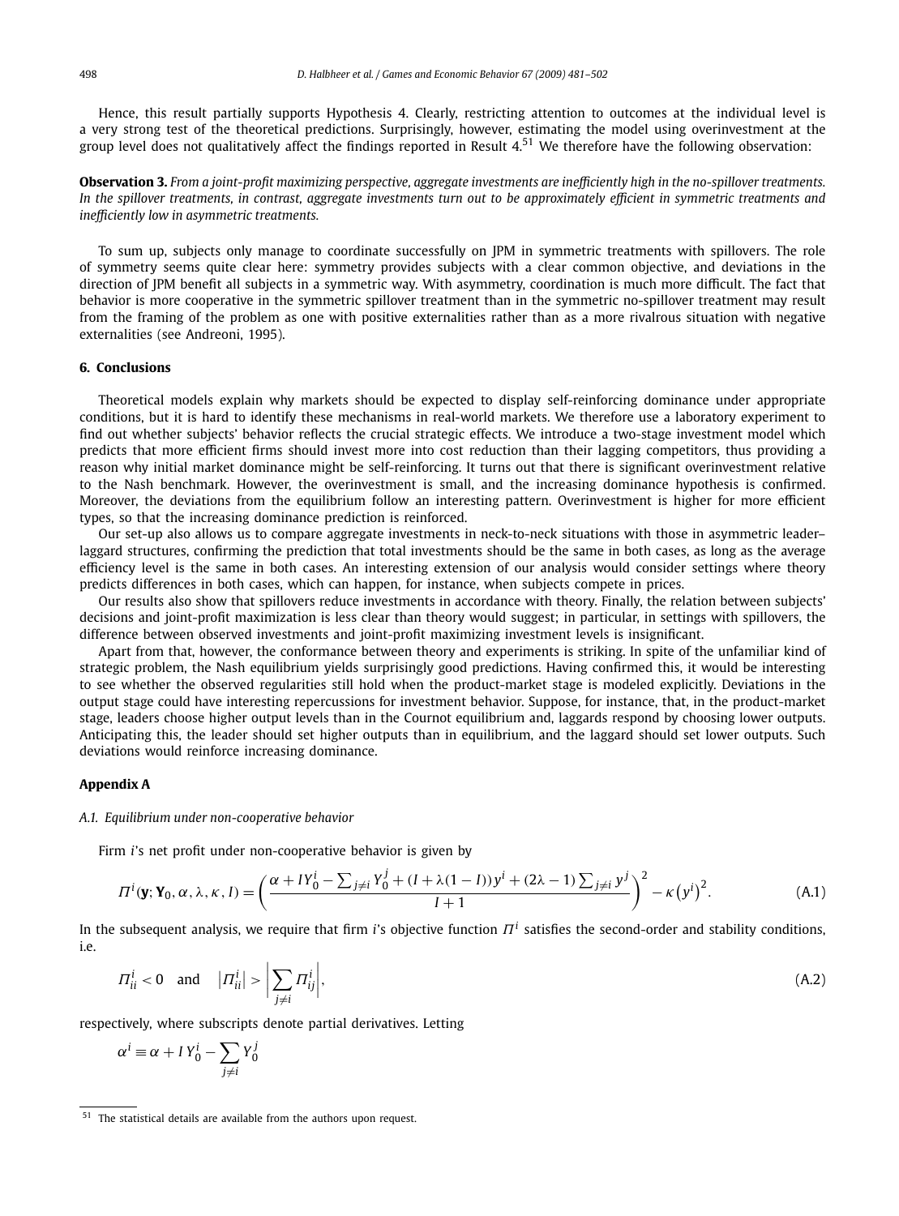Hence, this result partially supports Hypothesis 4. Clearly, restricting attention to outcomes at the individual level is a very strong test of the theoretical predictions. Surprisingly, however, estimating the model using overinvestment at the group level does not qualitatively affect the findings reported in Result 4.[51] We therefore have the following observation:

**Observation 3.** *From a joint-profit maximizing perspective, aggregate investments are inefficiently high in the no-spillover treatments. In the spillover treatments, in contrast, aggregate investments turn out to be approximately efficient in symmetric treatments and inefficiently low in asymmetric treatments.*

To sum up, subjects only manage to coordinate successfully on JPM in symmetric treatments with spillovers. The role of symmetry seems quite clear here: symmetry provides subjects with a clear common objective, and deviations in the direction of JPM benefit all subjects in a symmetric way. With asymmetry, coordination is much more difficult. The fact that behavior is more cooperative in the symmetric spillover treatment than in the symmetric no-spillover treatment may result from the framing of the problem as one with positive externalities rather than as a more rivalrous situation with negative externalities (see Andreoni, 1995).

## 6. Conclusions

Theoretical models explain why markets should be expected to display self-reinforcing dominance under appropriate conditions, but it is hard to identify these mechanisms in real-world markets. We therefore use a laboratory experiment to find out whether subjects' behavior reflects the crucial strategic effects. We introduce a two-stage investment model which predicts that more efficient firms should invest more into cost reduction than their lagging competitors, thus providing a reason why initial market dominance might be self-reinforcing. It turns out that there is significant overinvestment relative to the Nash benchmark. However, the overinvestment is small, and the increasing dominance hypothesis is confirmed. Moreover, the deviations from the equilibrium follow an interesting pattern. Overinvestment is higher for more efficient types, so that the increasing dominance prediction is reinforced.

Our set-up also allows us to compare aggregate investments in neck-to-neck situations with those in asymmetric leader–laggard structures, confirming the prediction that total investments should be the same in both cases, as long as the average efficiency level is the same in both cases. An interesting extension of our analysis would consider settings where theory predicts differences in both cases, which can happen, for instance, when subjects compete in prices.

Our results also show that spillovers reduce investments in accordance with theory. Finally, the relation between subjects' decisions and joint-profit maximization is less clear than theory would suggest; in particular, in settings with spillovers, the difference between observed investments and joint-profit maximizing investment levels is insignificant.

Apart from that, however, the conformance between theory and experiments is striking. In spite of the unfamiliar kind of strategic problem, the Nash equilibrium yields surprisingly good predictions. Having confirmed this, it would be interesting to see whether the observed regularities still hold when the product-market stage is modeled explicitly. Deviations in the output stage could have interesting repercussions for investment behavior. Suppose, for instance, that, in the product-market stage, leaders choose higher output levels than in the Cournot equilibrium and, laggards respond by choosing lower outputs. Anticipating this, the leader should set higher outputs than in equilibrium, and the laggard should set lower outputs. Such deviations would reinforce increasing dominance.

## Appendix A

### A.1. Equilibrium under non-cooperative behavior

Firm $i$'s net profit under non-cooperative behavior is given by

$$\Pi^i(\mathbf{y}; \mathbf{Y}_0, \alpha, \lambda, \kappa, I) = \left( \frac{\alpha + IY_0^i - \sum_{j \neq i} Y_0^j + (I + \lambda(1-I))y^i + (2\lambda - 1)\sum_{j \neq i} y^j}{I+1} \right)^2 - \kappa \left(y^i\right)^2. \tag{A.1}$$

In the subsequent analysis, we require that firm $i$'s objective function $\Pi^i$ satisfies the second-order and stability conditions, i.e.

$$\Pi^i_{ii} < 0 \quad \text{and} \quad \left|\Pi^i_{ii}\right| > \left|\sum_{j \neq i} \Pi^i_{ij}\right|, \tag{A.2}$$

respectively, where subscripts denote partial derivatives. Letting

$$\alpha^i \equiv \alpha + I\,Y_0^i - \sum_{j \neq i} Y_0^j$$

[51] The statistical details are available from the authors upon request.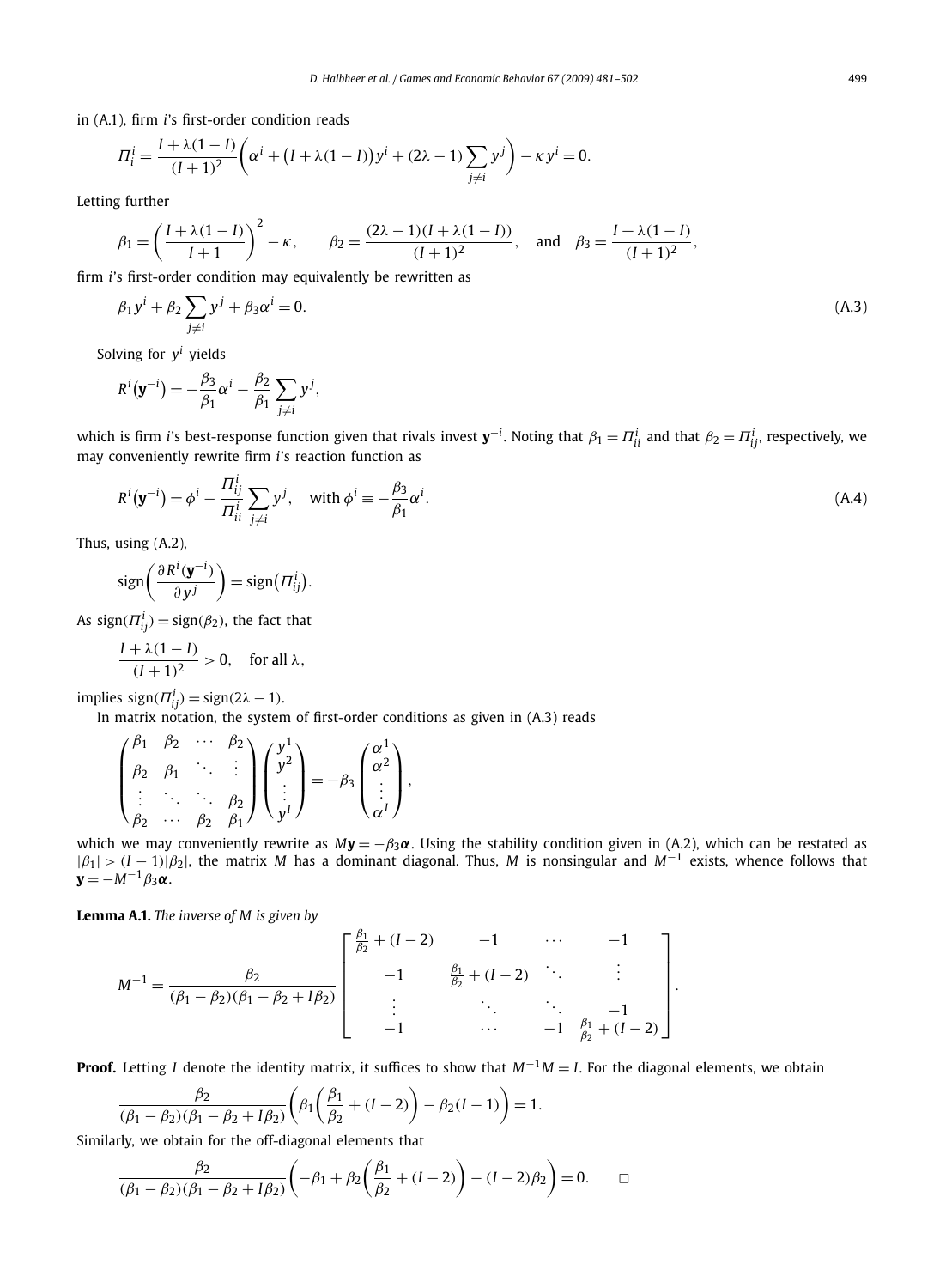in (A.1), firm $i$'s first-order condition reads

$$\Pi_i^i = \frac{I + \lambda(1-I)}{(I+1)^2}\left(\alpha^i + \big(I + \lambda(1-I)\big)y^i + (2\lambda - 1)\sum_{j \neq i} y^j\right) - \kappa y^i = 0.$$

Letting further

$$\beta_1 = \left(\frac{I + \lambda(1-I)}{I+1}\right)^2 - \kappa, \qquad \beta_2 = \frac{(2\lambda - 1)(I + \lambda(1-I))}{(I+1)^2}, \quad \text{and} \quad \beta_3 = \frac{I + \lambda(1-I)}{(I+1)^2},$$

firm $i$'s first-order condition may equivalently be rewritten as

$$\beta_1 y^i + \beta_2 \sum_{j \neq i} y^j + \beta_3 \alpha^i = 0. \tag{A.3}$$

Solving for $y^i$ yields

$$R^i(\mathbf{y}^{-i}) = -\frac{\beta_3}{\beta_1}\alpha^i - \frac{\beta_2}{\beta_1}\sum_{j \neq i} y^j,$$

which is firm $i$'s best-response function given that rivals invest $\mathbf{y}^{-i}$. Noting that $\beta_1 = \Pi_{ii}^i$ and that $\beta_2 = \Pi_{ij}^i$, respectively, we may conveniently rewrite firm $i$'s reaction function as

$$R^i(\mathbf{y}^{-i}) = \phi^i - \frac{\Pi_{ij}^i}{\Pi_{ii}^i}\sum_{j \neq i} y^j, \quad \text{with } \phi^i \equiv -\frac{\beta_3}{\beta_1}\alpha^i. \tag{A.4}$$

Thus, using (A.2),

$$\operatorname{sign}\left(\frac{\partial R^i(\mathbf{y}^{-i})}{\partial y^j}\right) = \operatorname{sign}\big(\Pi_{ij}^i\big).$$

As $\operatorname{sign}(\Pi_{ij}^i) = \operatorname{sign}(\beta_2)$, the fact that

$$\frac{I + \lambda(1-I)}{(I+1)^2} > 0, \quad \text{for all } \lambda,$$

implies $\operatorname{sign}(\Pi_{ij}^i) = \operatorname{sign}(2\lambda - 1)$.

In matrix notation, the system of first-order conditions as given in (A.3) reads

$$\begin{pmatrix} \beta_1 & \beta_2 & \cdots & \beta_2 \\ \beta_2 & \beta_1 & \ddots & \vdots \\ \vdots & \ddots & \ddots & \beta_2 \\ \beta_2 & \cdots & \beta_2 & \beta_1 \end{pmatrix} \begin{pmatrix} y^1 \\ y^2 \\ \vdots \\ y^I \end{pmatrix} = -\beta_3 \begin{pmatrix} \alpha^1 \\ \alpha^2 \\ \vdots \\ \alpha^I \end{pmatrix},$$

which we may conveniently rewrite as $M\mathbf{y} = -\beta_3 \boldsymbol{\alpha}$. Using the stability condition given in (A.2), which can be restated as $|\beta_1| > (I-1)|\beta_2|$, the matrix $M$ has a dominant diagonal. Thus, $M$ is nonsingular and $M^{-1}$ exists, whence follows that $\mathbf{y} = -M^{-1}\beta_3\boldsymbol{\alpha}$.

**Lemma A.1.** *The inverse of $M$ is given by*

$$M^{-1} = \frac{\beta_2}{(\beta_1 - \beta_2)(\beta_1 - \beta_2 + I\beta_2)} \begin{bmatrix} \frac{\beta_1}{\beta_2} + (I-2) & -1 & \cdots & -1 \\ -1 & \frac{\beta_1}{\beta_2} + (I-2) & \ddots & \vdots \\ \vdots & \ddots & \ddots & -1 \\ -1 & \cdots & -1 & \frac{\beta_1}{\beta_2} + (I-2) \end{bmatrix}.$$

**Proof.** Letting $I$ denote the identity matrix, it suffices to show that $M^{-1}M = I$. For the diagonal elements, we obtain

$$\frac{\beta_2}{(\beta_1 - \beta_2)(\beta_1 - \beta_2 + I\beta_2)}\left(\beta_1\left(\frac{\beta_1}{\beta_2} + (I-2)\right) - \beta_2(I-1)\right) = 1.$$

Similarly, we obtain for the off-diagonal elements that

$$\frac{\beta_2}{(\beta_1 - \beta_2)(\beta_1 - \beta_2 + I\beta_2)}\left(-\beta_1 + \beta_2\left(\frac{\beta_1}{\beta_2} + (I-2)\right) - (I-2)\beta_2\right) = 0. \qquad \square$$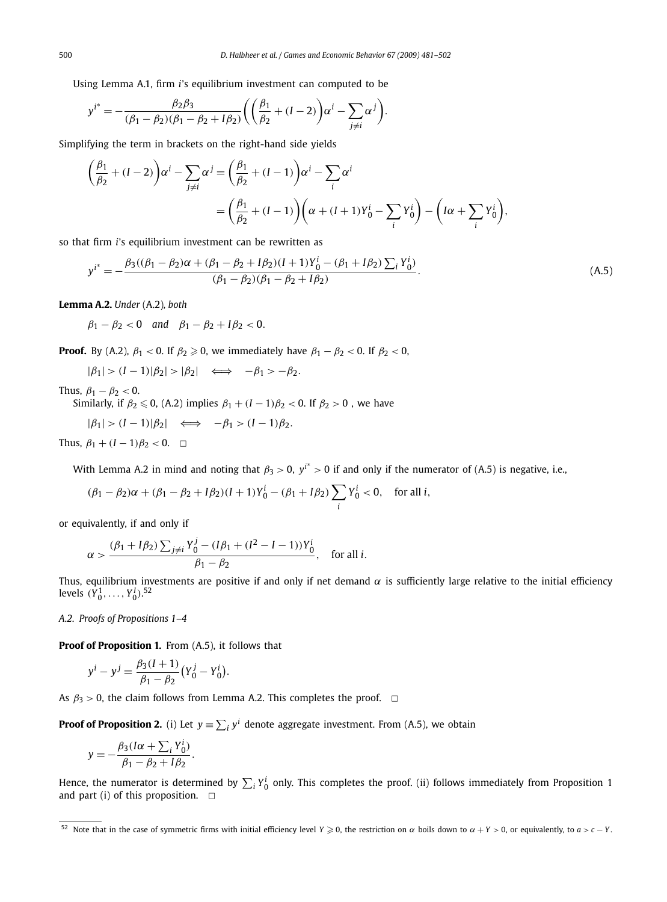Using Lemma A.1, firm $i$'s equilibrium investment can computed to be

$$y^{i^*} = -\frac{\beta_2\beta_3}{(\beta_1-\beta_2)(\beta_1-\beta_2+I\beta_2)}\left(\left(\frac{\beta_1}{\beta_2}+(I-2)\right)\alpha^i - \sum_{j\neq i}\alpha^j\right).$$

Simplifying the term in brackets on the right-hand side yields

$$\begin{aligned}\left(\frac{\beta_1}{\beta_2}+(I-2)\right)\alpha^i - \sum_{j\neq i}\alpha^j &= \left(\frac{\beta_1}{\beta_2}+(I-1)\right)\alpha^i - \sum_i \alpha^i \\ &= \left(\frac{\beta_1}{\beta_2}+(I-1)\right)\left(\alpha+(I+1)Y_0^i - \sum_i Y_0^i\right) - \left(I\alpha + \sum_i Y_0^i\right),\end{aligned}$$

so that firm $i$'s equilibrium investment can be rewritten as

$$y^{i^*} = -\frac{\beta_3((\beta_1-\beta_2)\alpha + (\beta_1-\beta_2+I\beta_2)(I+1)Y_0^i - (\beta_1+I\beta_2)\sum_i Y_0^i)}{(\beta_1-\beta_2)(\beta_1-\beta_2+I\beta_2)}. \tag{A.5}$$

**Lemma A.2.** *Under* (A.2), *both*

$$\beta_1-\beta_2<0 \quad \textit{and} \quad \beta_1-\beta_2+I\beta_2<0.$$

**Proof.** By (A.2), $\beta_1<0$. If $\beta_2 \geqslant 0$, we immediately have $\beta_1-\beta_2<0$. If $\beta_2<0$,

$$|\beta_1| > (I-1)|\beta_2| > |\beta_2| \quad \Longleftrightarrow \quad -\beta_1 > -\beta_2.$$

Thus, $\beta_1-\beta_2<0$.

Similarly, if $\beta_2 \leqslant 0$, (A.2) implies $\beta_1+(I-1)\beta_2<0$. If $\beta_2>0$ , we have

$$|\beta_1| > (I-1)|\beta_2| \quad \Longleftrightarrow \quad -\beta_1 > (I-1)\beta_2.$$

Thus, $\beta_1+(I-1)\beta_2<0$. $\square$

With Lemma A.2 in mind and noting that $\beta_3>0$, $y^{i^*}>0$ if and only if the numerator of (A.5) is negative, i.e.,

$$(\beta_1-\beta_2)\alpha + (\beta_1-\beta_2+I\beta_2)(I+1)Y_0^i - (\beta_1+I\beta_2)\sum_i Y_0^i < 0, \quad \text{for all } i,$$

or equivalently, if and only if

$$\alpha > \frac{(\beta_1+I\beta_2)\sum_{j\neq i} Y_0^j - (I\beta_1+(I^2-I-1))Y_0^i}{\beta_1-\beta_2}, \quad \text{for all } i.$$

Thus, equilibrium investments are positive if and only if net demand $\alpha$ is sufficiently large relative to the initial efficiency levels $(Y_0^1,\dots,Y_0^I)$.[52]

### A.2. Proofs of Propositions 1–4

**Proof of Proposition 1.** From (A.5), it follows that

$$y^i - y^j = \frac{\beta_3(I+1)}{\beta_1-\beta_2}\left(Y_0^j - Y_0^i\right).$$

As $\beta_3>0$, the claim follows from Lemma A.2. This completes the proof. $\square$

**Proof of Proposition 2.** (i) Let $y \equiv \sum_i y^i$ denote aggregate investment. From (A.5), we obtain

$$y = -\frac{\beta_3(I\alpha + \sum_i Y_0^i)}{\beta_1-\beta_2+I\beta_2}.$$

Hence, the numerator is determined by $\sum_i Y_0^i$ only. This completes the proof. (ii) follows immediately from Proposition 1 and part (i) of this proposition. $\square$

[52] Note that in the case of symmetric firms with initial efficiency level $Y \geqslant 0$, the restriction on $\alpha$ boils down to $\alpha + Y > 0$, or equivalently, to $a > c - Y$.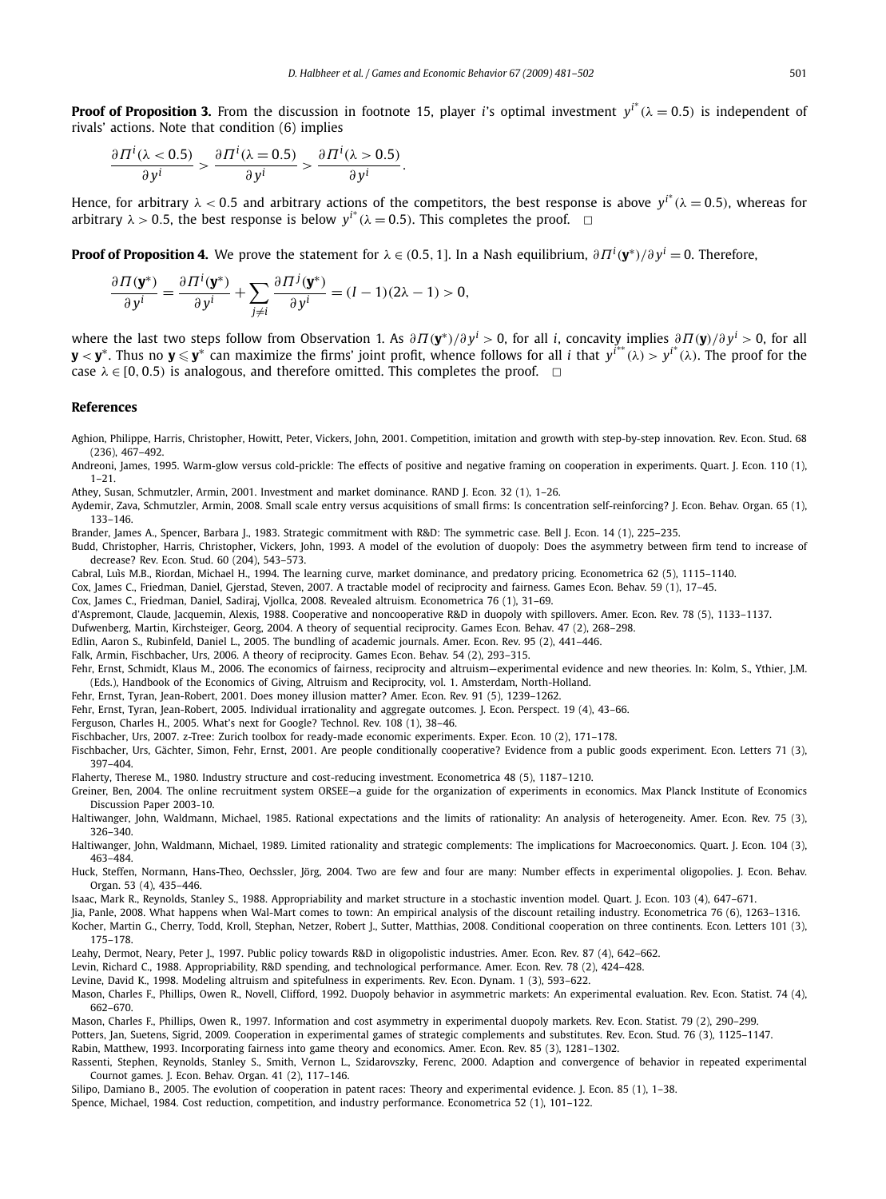**Proof of Proposition 3.** From the discussion in footnote 15, player $i$'s optimal investment $y^{i^*}(\lambda = 0.5)$ is independent of rivals' actions. Note that condition (6) implies

$$\frac{\partial \Pi^i(\lambda < 0.5)}{\partial y^i} > \frac{\partial \Pi^i(\lambda = 0.5)}{\partial y^i} > \frac{\partial \Pi^i(\lambda > 0.5)}{\partial y^i}.$$

Hence, for arbitrary $\lambda < 0.5$ and arbitrary actions of the competitors, the best response is above $y^{i^*}(\lambda = 0.5)$, whereas for arbitrary $\lambda > 0.5$, the best response is below $y^{i^*}(\lambda = 0.5)$. This completes the proof. □

**Proof of Proposition 4.** We prove the statement for $\lambda \in (0.5, 1]$. In a Nash equilibrium, $\partial \Pi^i(\mathbf{y}^*)/\partial y^i = 0$. Therefore,

$$\frac{\partial \Pi(\mathbf{y}^*)}{\partial y^i} = \frac{\partial \Pi^i(\mathbf{y}^*)}{\partial y^i} + \sum_{j \neq i} \frac{\partial \Pi^j(\mathbf{y}^*)}{\partial y^i} = (I-1)(2\lambda - 1) > 0,$$

where the last two steps follow from Observation 1. As $\partial \Pi(\mathbf{y}^*)/\partial y^i > 0$, for all $i$, concavity implies $\partial \Pi(\mathbf{y})/\partial y^i > 0$, for all $\mathbf{y} < \mathbf{y}^*$. Thus no $\mathbf{y} \leqslant \mathbf{y}^*$ can maximize the firms' joint profit, whence follows for all $i$ that $y^{i^{**}}(\lambda) > y^{i^*}(\lambda)$. The proof for the case $\lambda \in [0, 0.5)$ is analogous, and therefore omitted. This completes the proof. □

## References

Aghion, Philippe, Harris, Christopher, Howitt, Peter, Vickers, John, 2001. Competition, imitation and growth with step-by-step innovation. Rev. Econ. Stud. 68 (236), 467–492.

Andreoni, James, 1995. Warm-glow versus cold-prickle: The effects of positive and negative framing on cooperation in experiments. Quart. J. Econ. 110 (1), 1–21.

Athey, Susan, Schmutzler, Armin, 2001. Investment and market dominance. RAND J. Econ. 32 (1), 1–26.

Aydemir, Zava, Schmutzler, Armin, 2008. Small scale entry versus acquisitions of small firms: Is concentration self-reinforcing? J. Econ. Behav. Organ. 65 (1), 133–146.

Brander, James A., Spencer, Barbara J., 1983. Strategic commitment with R&D: The symmetric case. Bell J. Econ. 14 (1), 225–235.

Budd, Christopher, Harris, Christopher, Vickers, John, 1993. A model of the evolution of duopoly: Does the asymmetry between firm tend to increase of decrease? Rev. Econ. Stud. 60 (204), 543–573.

Cabral, Luìs M.B., Riordan, Michael H., 1994. The learning curve, market dominance, and predatory pricing. Econometrica 62 (5), 1115–1140.

Cox, James C., Friedman, Daniel, Gjerstad, Steven, 2007. A tractable model of reciprocity and fairness. Games Econ. Behav. 59 (1), 17–45.

Cox, James C., Friedman, Daniel, Sadiraj, Vjollca, 2008. Revealed altruism. Econometrica 76 (1), 31–69.

d'Aspremont, Claude, Jacquemin, Alexis, 1988. Cooperative and noncooperative R&D in duopoly with spillovers. Amer. Econ. Rev. 78 (5), 1133–1137.

Dufwenberg, Martin, Kirchsteiger, Georg, 2004. A theory of sequential reciprocity. Games Econ. Behav. 47 (2), 268–298.

Edlin, Aaron S., Rubinfeld, Daniel L., 2005. The bundling of academic journals. Amer. Econ. Rev. 95 (2), 441–446.

Falk, Armin, Fischbacher, Urs, 2006. A theory of reciprocity. Games Econ. Behav. 54 (2), 293–315.

Fehr, Ernst, Schmidt, Klaus M., 2006. The economics of fairness, reciprocity and altruism—experimental evidence and new theories. In: Kolm, S., Ythier, J.M. (Eds.), Handbook of the Economics of Giving, Altruism and Reciprocity, vol. 1. Amsterdam, North-Holland.

Fehr, Ernst, Tyran, Jean-Robert, 2001. Does money illusion matter? Amer. Econ. Rev. 91 (5), 1239–1262.

Fehr, Ernst, Tyran, Jean-Robert, 2005. Individual irrationality and aggregate outcomes. J. Econ. Perspect. 19 (4), 43–66.

Ferguson, Charles H., 2005. What's next for Google? Technol. Rev. 108 (1), 38–46.

Fischbacher, Urs, 2007. z-Tree: Zurich toolbox for ready-made economic experiments. Exper. Econ. 10 (2), 171–178.

Fischbacher, Urs, Gächter, Simon, Fehr, Ernst, 2001. Are people conditionally cooperative? Evidence from a public goods experiment. Econ. Letters 71 (3), 397–404.

Flaherty, Therese M., 1980. Industry structure and cost-reducing investment. Econometrica 48 (5), 1187–1210.

Greiner, Ben, 2004. The online recruitment system ORSEE—a guide for the organization of experiments in economics. Max Planck Institute of Economics Discussion Paper 2003-10.

Haltiwanger, John, Waldmann, Michael, 1985. Rational expectations and the limits of rationality: An analysis of heterogeneity. Amer. Econ. Rev. 75 (3), 326–340.

Haltiwanger, John, Waldmann, Michael, 1989. Limited rationality and strategic complements: The implications for Macroeconomics. Quart. J. Econ. 104 (3), 463–484.

Huck, Steffen, Normann, Hans-Theo, Oechssler, Jörg, 2004. Two are few and four are many: Number effects in experimental oligopolies. J. Econ. Behav. Organ. 53 (4), 435–446.

Isaac, Mark R., Reynolds, Stanley S., 1988. Appropriability and market structure in a stochastic invention model. Quart. J. Econ. 103 (4), 647–671.

Jia, Panle, 2008. What happens when Wal-Mart comes to town: An empirical analysis of the discount retailing industry. Econometrica 76 (6), 1263–1316.

Kocher, Martin G., Cherry, Todd, Kroll, Stephan, Netzer, Robert J., Sutter, Matthias, 2008. Conditional cooperation on three continents. Econ. Letters 101 (3), 175–178.

Leahy, Dermot, Neary, Peter J., 1997. Public policy towards R&D in oligopolistic industries. Amer. Econ. Rev. 87 (4), 642–662.

Levin, Richard C., 1988. Appropriability, R&D spending, and technological performance. Amer. Econ. Rev. 78 (2), 424–428.

Levine, David K., 1998. Modeling altruism and spitefulness in experiments. Rev. Econ. Dynam. 1 (3), 593–622.

Mason, Charles F., Phillips, Owen R., Novell, Clifford, 1992. Duopoly behavior in asymmetric markets: An experimental evaluation. Rev. Econ. Statist. 74 (4), 662–670.

Mason, Charles F., Phillips, Owen R., 1997. Information and cost asymmetry in experimental duopoly markets. Rev. Econ. Statist. 79 (2), 290–299.

Potters, Jan, Suetens, Sigrid, 2009. Cooperation in experimental games of strategic complements and substitutes. Rev. Econ. Stud. 76 (3), 1125–1147.

Rabin, Matthew, 1993. Incorporating fairness into game theory and economics. Amer. Econ. Rev. 85 (3), 1281–1302.

Rassenti, Stephen, Reynolds, Stanley S., Smith, Vernon L., Szidarovszky, Ferenc, 2000. Adaption and convergence of behavior in repeated experimental Cournot games. J. Econ. Behav. Organ. 41 (2), 117–146.

Silipo, Damiano B., 2005. The evolution of cooperation in patent races: Theory and experimental evidence. J. Econ. 85 (1), 1–38.

Spence, Michael, 1984. Cost reduction, competition, and industry performance. Econometrica 52 (1), 101–122.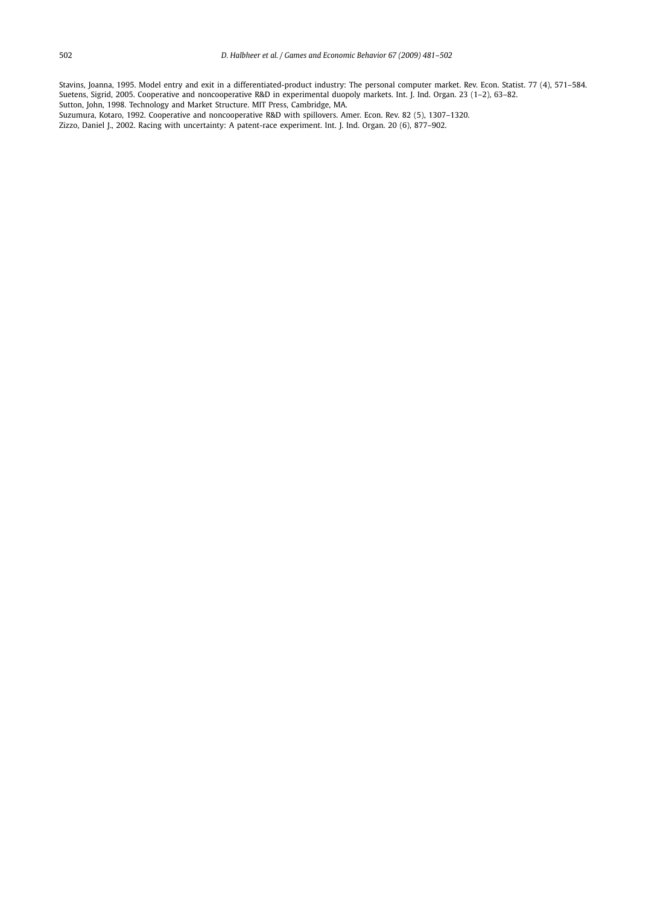Stavins, Joanna, 1995. Model entry and exit in a differentiated-product industry: The personal computer market. Rev. Econ. Statist. 77 (4), 571–584.

Suetens, Sigrid, 2005. Cooperative and noncooperative R&D in experimental duopoly markets. Int. J. Ind. Organ. 23 (1–2), 63–82.

Sutton, John, 1998. Technology and Market Structure. MIT Press, Cambridge, MA.

Suzumura, Kotaro, 1992. Cooperative and noncooperative R&D with spillovers. Amer. Econ. Rev. 82 (5), 1307–1320.

Zizzo, Daniel J., 2002. Racing with uncertainty: A patent-race experiment. Int. J. Ind. Organ. 20 (6), 877–902.